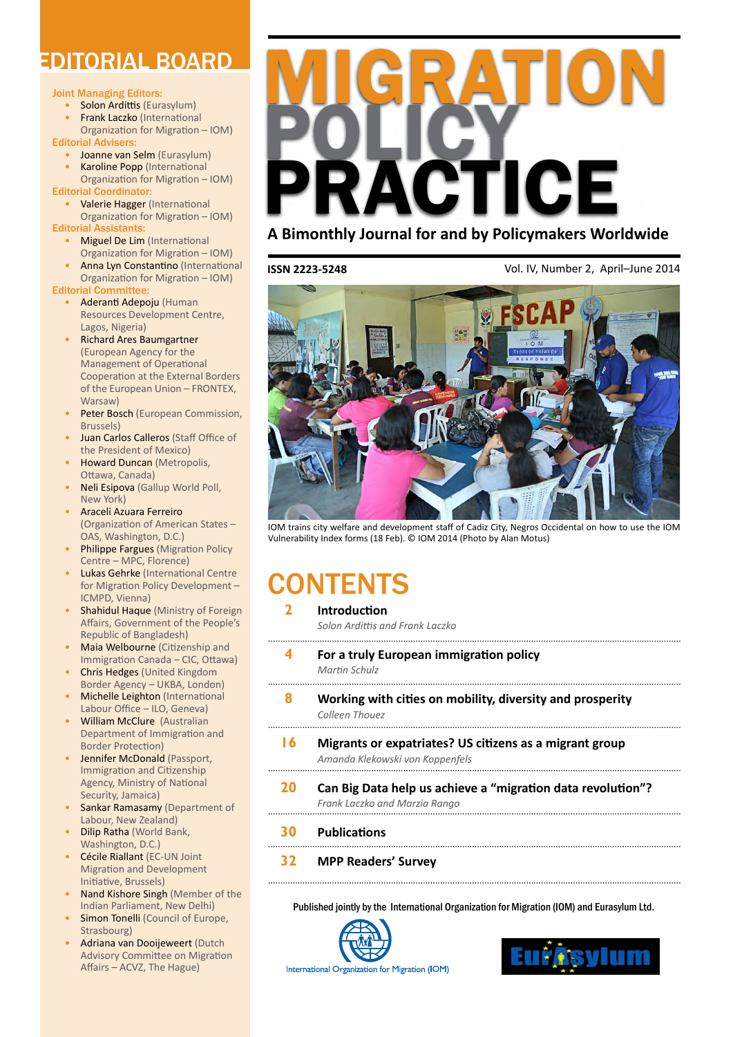# MIGRATION POLICY PRACTICE

**A Bimonthly Journal for and by Policymakers Worldwide**

**ISSN 2223-5248**

Vol. IV, Number 2, April–June 2014

IOM trains city welfare and development staff of Cadiz City, Negros Occidental on how to use the IOM Vulnerability Index forms (18 Feb). © IOM 2014 (Photo by Alan Motus)

## EDITORIAL BOARD

**Joint Managing Editors:**

- Solon Ardittis (Eurasylum)
- Frank Laczko (International Organization for Migration – IOM)

**Editorial Advisers:**

- Joanne van Selm (Eurasylum)
- Karoline Popp (International Organization for Migration – IOM)

**Editorial Coordinator:**

- Valerie Hagger (International Organization for Migration – IOM)

**Editorial Assistants:**

- Miguel De Lim (International Organization for Migration – IOM)
- Anna Lyn Constantino (International Organization for Migration – IOM)

**Editorial Committee:**

- Aderanti Adepoju (Human Resources Development Centre, Lagos, Nigeria)
- Richard Ares Baumgartner (European Agency for the Management of Operational Cooperation at the External Borders of the European Union – FRONTEX, Warsaw)
- Peter Bosch (European Commission, Brussels)
- Juan Carlos Calleros (Staff Office of the President of Mexico)
- Howard Duncan (Metropolis, Ottawa, Canada)
- Neli Esipova (Gallup World Poll, New York)
- Araceli Azuara Ferreiro (Organization of American States – OAS, Washington, D.C.)
- Philippe Fargues (Migration Policy Centre – MPC, Florence)
- Lukas Gehrke (International Centre for Migration Policy Development – ICMPD, Vienna)
- Shahidul Haque (Ministry of Foreign Affairs, Government of the People's Republic of Bangladesh)
- Maia Welbourne (Citizenship and Immigration Canada – CIC, Ottawa)
- Chris Hedges (United Kingdom Border Agency – UKBA, London)
- Michelle Leighton (International Labour Office – ILO, Geneva)
- William McClure (Australian Department of Immigration and Border Protection)
- Jennifer McDonald (Passport, Immigration and Citizenship Agency, Ministry of National Security, Jamaica)
- Sankar Ramasamy (Department of Labour, New Zealand)
- Dilip Ratha (World Bank, Washington, D.C.)
- Cécile Riallant (EC-UN Joint Migration and Development Initiative, Brussels)
- Nand Kishore Singh (Member of the Indian Parliament, New Delhi)
- Simon Tonelli (Council of Europe, Strasbourg)
- Adriana van Dooijeweert (Dutch Advisory Committee on Migration Affairs – ACVZ, The Hague)

## CONTENTS

| Page | |
|---|---|
| 2 | **Introduction** <br> *Solon Ardittis and Frank Laczko* |
| 4 | **For a truly European immigration policy** <br> *Martin Schulz* |
| 8 | **Working with cities on mobility, diversity and prosperity** <br> *Colleen Thouez* |
| 16 | **Migrants or expatriates? US citizens as a migrant group** <br> *Amanda Klekowski von Koppenfels* |
| 20 | **Can Big Data help us achieve a "migration data revolution"?** <br> *Frank Laczko and Marzia Rango* |
| 30 | **Publications** |
| 32 | **MPP Readers' Survey** |

Published jointly by the International Organization for Migration (IOM) and Eurasylum Ltd.

International Organization for Migration (IOM)

Eurasylum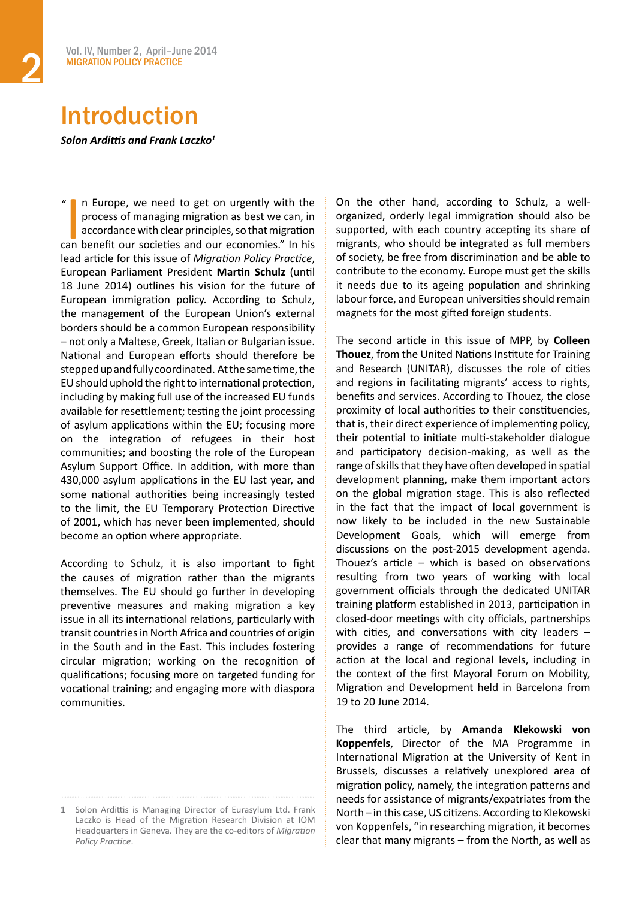# Introduction

***Solon Ardittis and Frank Laczko[1]***

"In Europe, we need to get on urgently with the process of managing migration as best we can, in accordance with clear principles, so that migration can benefit our societies and our economies." In his lead article for this issue of *Migration Policy Practice*, European Parliament President **Martin Schulz** (until 18 June 2014) outlines his vision for the future of European immigration policy. According to Schulz, the management of the European Union's external borders should be a common European responsibility – not only a Maltese, Greek, Italian or Bulgarian issue. National and European efforts should therefore be stepped up and fully coordinated. At the same time, the EU should uphold the right to international protection, including by making full use of the increased EU funds available for resettlement; testing the joint processing of asylum applications within the EU; focusing more on the integration of refugees in their host communities; and boosting the role of the European Asylum Support Office. In addition, with more than 430,000 asylum applications in the EU last year, and some national authorities being increasingly tested to the limit, the EU Temporary Protection Directive of 2001, which has never been implemented, should become an option where appropriate.

According to Schulz, it is also important to fight the causes of migration rather than the migrants themselves. The EU should go further in developing preventive measures and making migration a key issue in all its international relations, particularly with transit countries in North Africa and countries of origin in the South and in the East. This includes fostering circular migration; working on the recognition of qualifications; focusing more on targeted funding for vocational training; and engaging more with diaspora communities.

On the other hand, according to Schulz, a well-organized, orderly legal immigration should also be supported, with each country accepting its share of migrants, who should be integrated as full members of society, be free from discrimination and be able to contribute to the economy. Europe must get the skills it needs due to its ageing population and shrinking labour force, and European universities should remain magnets for the most gifted foreign students.

The second article in this issue of MPP, by **Colleen Thouez**, from the United Nations Institute for Training and Research (UNITAR), discusses the role of cities and regions in facilitating migrants' access to rights, benefits and services. According to Thouez, the close proximity of local authorities to their constituencies, that is, their direct experience of implementing policy, their potential to initiate multi-stakeholder dialogue and participatory decision-making, as well as the range of skills that they have often developed in spatial development planning, make them important actors on the global migration stage. This is also reflected in the fact that the impact of local government is now likely to be included in the new Sustainable Development Goals, which will emerge from discussions on the post-2015 development agenda. Thouez's article – which is based on observations resulting from two years of working with local government officials through the dedicated UNITAR training platform established in 2013, participation in closed-door meetings with city officials, partnerships with cities, and conversations with city leaders – provides a range of recommendations for future action at the local and regional levels, including in the context of the first Mayoral Forum on Mobility, Migration and Development held in Barcelona from 19 to 20 June 2014.

The third article, by **Amanda Klekowski von Koppenfels**, Director of the MA Programme in International Migration at the University of Kent in Brussels, discusses a relatively unexplored area of migration policy, namely, the integration patterns and needs for assistance of migrants/expatriates from the North – in this case, US citizens. According to Klekowski von Koppenfels, "in researching migration, it becomes clear that many migrants – from the North, as well as

---

1 Solon Ardittis is Managing Director of Eurasylum Ltd. Frank Laczko is Head of the Migration Research Division at IOM Headquarters in Geneva. They are the co-editors of *Migration Policy Practice*.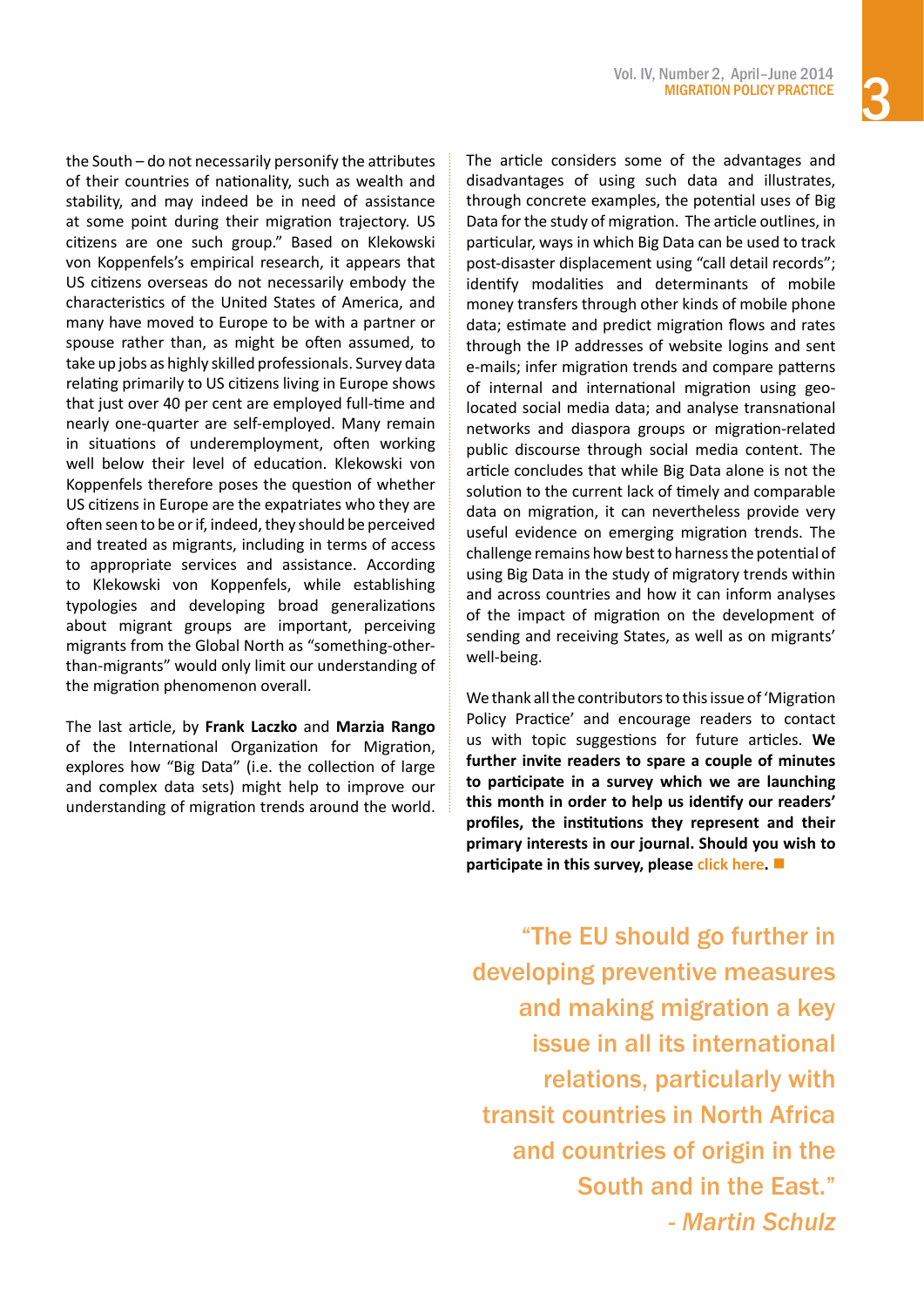the South – do not necessarily personify the attributes of their countries of nationality, such as wealth and stability, and may indeed be in need of assistance at some point during their migration trajectory. US citizens are one such group." Based on Klekowski von Koppenfels's empirical research, it appears that US citizens overseas do not necessarily embody the characteristics of the United States of America, and many have moved to Europe to be with a partner or spouse rather than, as might be often assumed, to take up jobs as highly skilled professionals. Survey data relating primarily to US citizens living in Europe shows that just over 40 per cent are employed full-time and nearly one-quarter are self-employed. Many remain in situations of underemployment, often working well below their level of education. Klekowski von Koppenfels therefore poses the question of whether US citizens in Europe are the expatriates who they are often seen to be or if, indeed, they should be perceived and treated as migrants, including in terms of access to appropriate services and assistance. According to Klekowski von Koppenfels, while establishing typologies and developing broad generalizations about migrant groups are important, perceiving migrants from the Global North as "something-other-than-migrants" would only limit our understanding of the migration phenomenon overall.

The last article, by **Frank Laczko** and **Marzia Rango** of the International Organization for Migration, explores how "Big Data" (i.e. the collection of large and complex data sets) might help to improve our understanding of migration trends around the world. The article considers some of the advantages and disadvantages of using such data and illustrates, through concrete examples, the potential uses of Big Data for the study of migration. The article outlines, in particular, ways in which Big Data can be used to track post-disaster displacement using "call detail records"; identify modalities and determinants of mobile money transfers through other kinds of mobile phone data; estimate and predict migration flows and rates through the IP addresses of website logins and sent e-mails; infer migration trends and compare patterns of internal and international migration using geo-located social media data; and analyse transnational networks and diaspora groups or migration-related public discourse through social media content. The article concludes that while Big Data alone is not the solution to the current lack of timely and comparable data on migration, it can nevertheless provide very useful evidence on emerging migration trends. The challenge remains how best to harness the potential of using Big Data in the study of migratory trends within and across countries and how it can inform analyses of the impact of migration on the development of sending and receiving States, as well as on migrants' well-being.

We thank all the contributors to this issue of 'Migration Policy Practice' and encourage readers to contact us with topic suggestions for future articles. **We further invite readers to spare a couple of minutes to participate in a survey which we are launching this month in order to help us identify our readers' profiles, the institutions they represent and their primary interests in our journal. Should you wish to participate in this survey, please click here.** ■

"The EU should go further in developing preventive measures and making migration a key issue in all its international relations, particularly with transit countries in North Africa and countries of origin in the South and in the East."
*- Martin Schulz*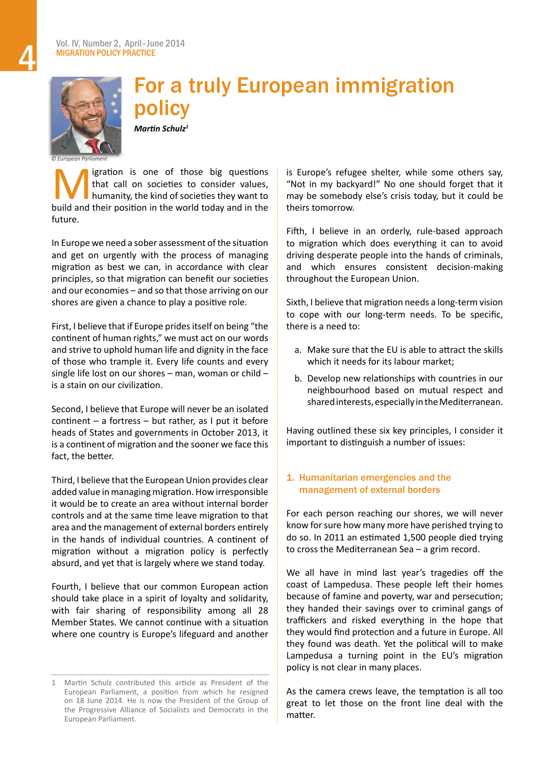# For a truly European immigration policy

***Martin Schulz*[1]**

© European Parliament

Migration is one of those big questions that call on societies to consider values, humanity, the kind of societies they want to build and their position in the world today and in the future.

In Europe we need a sober assessment of the situation and get on urgently with the process of managing migration as best we can, in accordance with clear principles, so that migration can benefit our societies and our economies – and so that those arriving on our shores are given a chance to play a positive role.

First, I believe that if Europe prides itself on being "the continent of human rights," we must act on our words and strive to uphold human life and dignity in the face of those who trample it. Every life counts and every single life lost on our shores – man, woman or child – is a stain on our civilization.

Second, I believe that Europe will never be an isolated continent – a fortress – but rather, as I put it before heads of States and governments in October 2013, it is a continent of migration and the sooner we face this fact, the better.

Third, I believe that the European Union provides clear added value in managing migration. How irresponsible it would be to create an area without internal border controls and at the same time leave migration to that area and the management of external borders entirely in the hands of individual countries. A continent of migration without a migration policy is perfectly absurd, and yet that is largely where we stand today.

Fourth, I believe that our common European action should take place in a spirit of loyalty and solidarity, with fair sharing of responsibility among all 28 Member States. We cannot continue with a situation where one country is Europe's lifeguard and another is Europe's refugee shelter, while some others say, "Not in my backyard!" No one should forget that it may be somebody else's crisis today, but it could be theirs tomorrow.

Fifth, I believe in an orderly, rule-based approach to migration which does everything it can to avoid driving desperate people into the hands of criminals, and which ensures consistent decision-making throughout the European Union.

Sixth, I believe that migration needs a long-term vision to cope with our long-term needs. To be specific, there is a need to:

a. Make sure that the EU is able to attract the skills which it needs for its labour market;

b. Develop new relationships with countries in our neighbourhood based on mutual respect and shared interests, especially in the Mediterranean.

Having outlined these six key principles, I consider it important to distinguish a number of issues:

## 1. Humanitarian emergencies and the management of external borders

For each person reaching our shores, we will never know for sure how many more have perished trying to do so. In 2011 an estimated 1,500 people died trying to cross the Mediterranean Sea – a grim record.

We all have in mind last year's tragedies off the coast of Lampedusa. These people left their homes because of famine and poverty, war and persecution; they handed their savings over to criminal gangs of traffickers and risked everything in the hope that they would find protection and a future in Europe. All they found was death. Yet the political will to make Lampedusa a turning point in the EU's migration policy is not clear in many places.

As the camera crews leave, the temptation is all too great to let those on the front line deal with the matter.

---

1 Martin Schulz contributed this article as President of the European Parliament, a position from which he resigned on 18 June 2014. He is now the President of the Group of the Progressive Alliance of Socialists and Democrats in the European Parliament.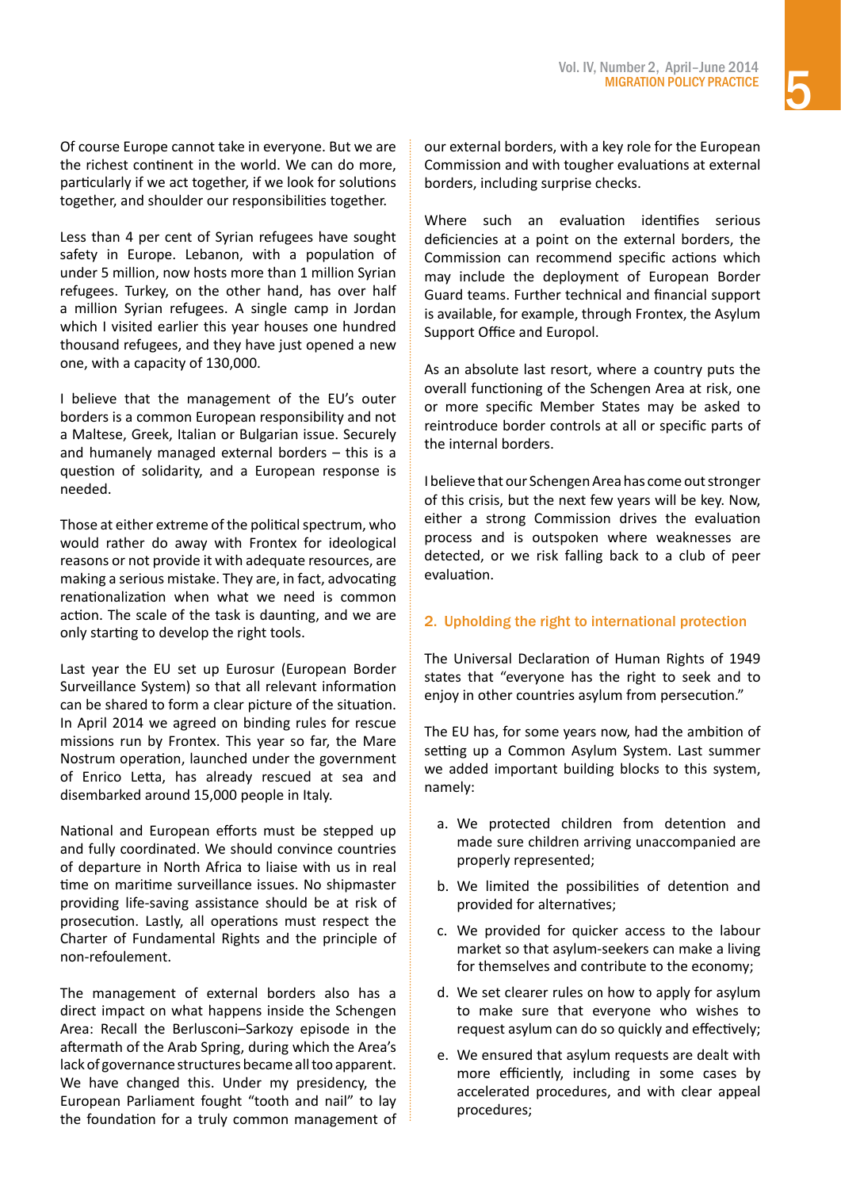Of course Europe cannot take in everyone. But we are the richest continent in the world. We can do more, particularly if we act together, if we look for solutions together, and shoulder our responsibilities together.

Less than 4 per cent of Syrian refugees have sought safety in Europe. Lebanon, with a population of under 5 million, now hosts more than 1 million Syrian refugees. Turkey, on the other hand, has over half a million Syrian refugees. A single camp in Jordan which I visited earlier this year houses one hundred thousand refugees, and they have just opened a new one, with a capacity of 130,000.

I believe that the management of the EU's outer borders is a common European responsibility and not a Maltese, Greek, Italian or Bulgarian issue. Securely and humanely managed external borders – this is a question of solidarity, and a European response is needed.

Those at either extreme of the political spectrum, who would rather do away with Frontex for ideological reasons or not provide it with adequate resources, are making a serious mistake. They are, in fact, advocating renationalization when what we need is common action. The scale of the task is daunting, and we are only starting to develop the right tools.

Last year the EU set up Eurosur (European Border Surveillance System) so that all relevant information can be shared to form a clear picture of the situation. In April 2014 we agreed on binding rules for rescue missions run by Frontex. This year so far, the Mare Nostrum operation, launched under the government of Enrico Letta, has already rescued at sea and disembarked around 15,000 people in Italy.

National and European efforts must be stepped up and fully coordinated. We should convince countries of departure in North Africa to liaise with us in real time on maritime surveillance issues. No shipmaster providing life-saving assistance should be at risk of prosecution. Lastly, all operations must respect the Charter of Fundamental Rights and the principle of non-refoulement.

The management of external borders also has a direct impact on what happens inside the Schengen Area: Recall the Berlusconi–Sarkozy episode in the aftermath of the Arab Spring, during which the Area's lack of governance structures became all too apparent. We have changed this. Under my presidency, the European Parliament fought "tooth and nail" to lay the foundation for a truly common management of our external borders, with a key role for the European Commission and with tougher evaluations at external borders, including surprise checks.

Where such an evaluation identifies serious deficiencies at a point on the external borders, the Commission can recommend specific actions which may include the deployment of European Border Guard teams. Further technical and financial support is available, for example, through Frontex, the Asylum Support Office and Europol.

As an absolute last resort, where a country puts the overall functioning of the Schengen Area at risk, one or more specific Member States may be asked to reintroduce border controls at all or specific parts of the internal borders.

I believe that our Schengen Area has come out stronger of this crisis, but the next few years will be key. Now, either a strong Commission drives the evaluation process and is outspoken where weaknesses are detected, or we risk falling back to a club of peer evaluation.

## 2. Upholding the right to international protection

The Universal Declaration of Human Rights of 1949 states that "everyone has the right to seek and to enjoy in other countries asylum from persecution."

The EU has, for some years now, had the ambition of setting up a Common Asylum System. Last summer we added important building blocks to this system, namely:

a. We protected children from detention and made sure children arriving unaccompanied are properly represented;

b. We limited the possibilities of detention and provided for alternatives;

c. We provided for quicker access to the labour market so that asylum-seekers can make a living for themselves and contribute to the economy;

d. We set clearer rules on how to apply for asylum to make sure that everyone who wishes to request asylum can do so quickly and effectively;

e. We ensured that asylum requests are dealt with more efficiently, including in some cases by accelerated procedures, and with clear appeal procedures;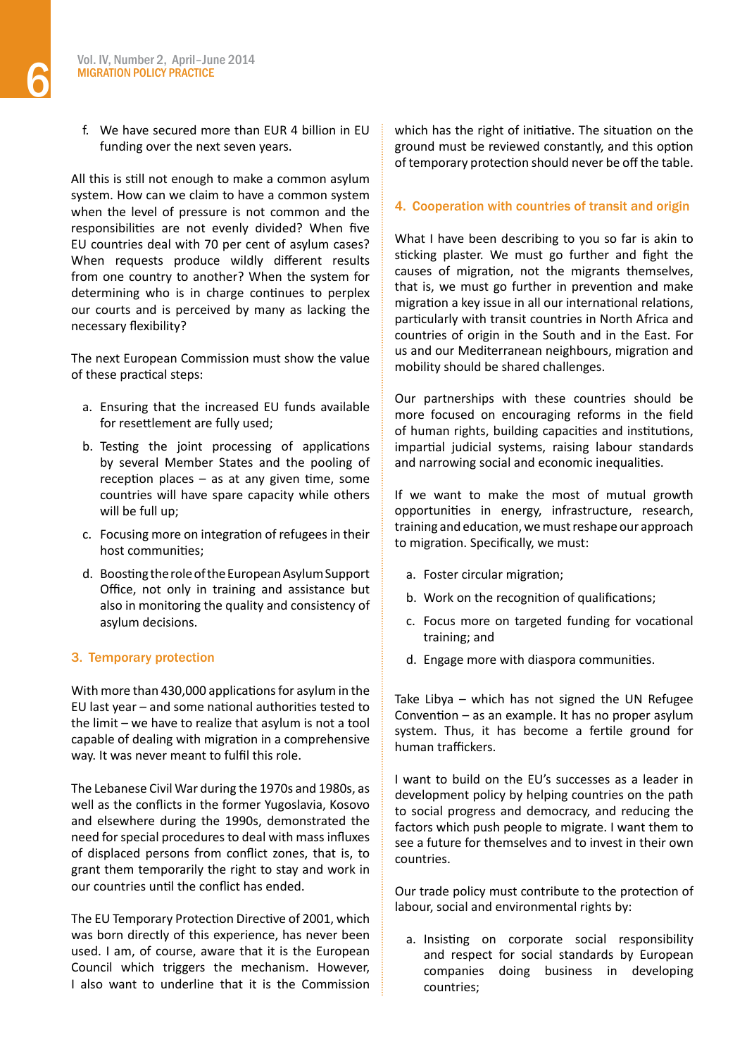f. We have secured more than EUR 4 billion in EU funding over the next seven years.

All this is still not enough to make a common asylum system. How can we claim to have a common system when the level of pressure is not common and the responsibilities are not evenly divided? When five EU countries deal with 70 per cent of asylum cases? When requests produce wildly different results from one country to another? When the system for determining who is in charge continues to perplex our courts and is perceived by many as lacking the necessary flexibility?

The next European Commission must show the value of these practical steps:

a. Ensuring that the increased EU funds available for resettlement are fully used;

b. Testing the joint processing of applications by several Member States and the pooling of reception places – as at any given time, some countries will have spare capacity while others will be full up;

c. Focusing more on integration of refugees in their host communities;

d. Boosting the role of the European Asylum Support Office, not only in training and assistance but also in monitoring the quality and consistency of asylum decisions.

## 3. Temporary protection

With more than 430,000 applications for asylum in the EU last year – and some national authorities tested to the limit – we have to realize that asylum is not a tool capable of dealing with migration in a comprehensive way. It was never meant to fulfil this role.

The Lebanese Civil War during the 1970s and 1980s, as well as the conflicts in the former Yugoslavia, Kosovo and elsewhere during the 1990s, demonstrated the need for special procedures to deal with mass influxes of displaced persons from conflict zones, that is, to grant them temporarily the right to stay and work in our countries until the conflict has ended.

The EU Temporary Protection Directive of 2001, which was born directly of this experience, has never been used. I am, of course, aware that it is the European Council which triggers the mechanism. However, I also want to underline that it is the Commission which has the right of initiative. The situation on the ground must be reviewed constantly, and this option of temporary protection should never be off the table.

## 4. Cooperation with countries of transit and origin

What I have been describing to you so far is akin to sticking plaster. We must go further and fight the causes of migration, not the migrants themselves, that is, we must go further in prevention and make migration a key issue in all our international relations, particularly with transit countries in North Africa and countries of origin in the South and in the East. For us and our Mediterranean neighbours, migration and mobility should be shared challenges.

Our partnerships with these countries should be more focused on encouraging reforms in the field of human rights, building capacities and institutions, impartial judicial systems, raising labour standards and narrowing social and economic inequalities.

If we want to make the most of mutual growth opportunities in energy, infrastructure, research, training and education, we must reshape our approach to migration. Specifically, we must:

a. Foster circular migration;

b. Work on the recognition of qualifications;

c. Focus more on targeted funding for vocational training; and

d. Engage more with diaspora communities.

Take Libya – which has not signed the UN Refugee Convention – as an example. It has no proper asylum system. Thus, it has become a fertile ground for human traffickers.

I want to build on the EU's successes as a leader in development policy by helping countries on the path to social progress and democracy, and reducing the factors which push people to migrate. I want them to see a future for themselves and to invest in their own countries.

Our trade policy must contribute to the protection of labour, social and environmental rights by:

a. Insisting on corporate social responsibility and respect for social standards by European companies doing business in developing countries;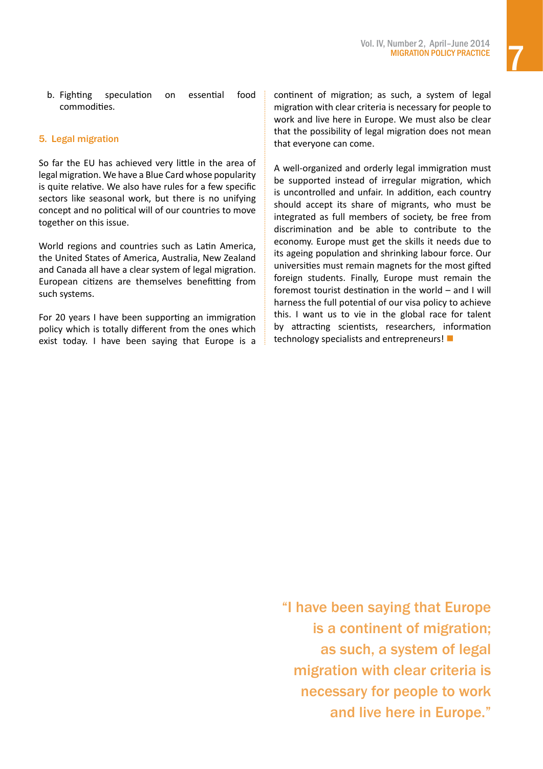b. Fighting speculation on essential food commodities.

### 5. Legal migration

So far the EU has achieved very little in the area of legal migration. We have a Blue Card whose popularity is quite relative. We also have rules for a few specific sectors like seasonal work, but there is no unifying concept and no political will of our countries to move together on this issue.

World regions and countries such as Latin America, the United States of America, Australia, New Zealand and Canada all have a clear system of legal migration. European citizens are themselves benefitting from such systems.

For 20 years I have been supporting an immigration policy which is totally different from the ones which exist today. I have been saying that Europe is a continent of migration; as such, a system of legal migration with clear criteria is necessary for people to work and live here in Europe. We must also be clear that the possibility of legal migration does not mean that everyone can come.

A well-organized and orderly legal immigration must be supported instead of irregular migration, which is uncontrolled and unfair. In addition, each country should accept its share of migrants, who must be integrated as full members of society, be free from discrimination and be able to contribute to the economy. Europe must get the skills it needs due to its ageing population and shrinking labour force. Our universities must remain magnets for the most gifted foreign students. Finally, Europe must remain the foremost tourist destination in the world – and I will harness the full potential of our visa policy to achieve this. I want us to vie in the global race for talent by attracting scientists, researchers, information technology specialists and entrepreneurs! ■

> "I have been saying that Europe is a continent of migration; as such, a system of legal migration with clear criteria is necessary for people to work and live here in Europe."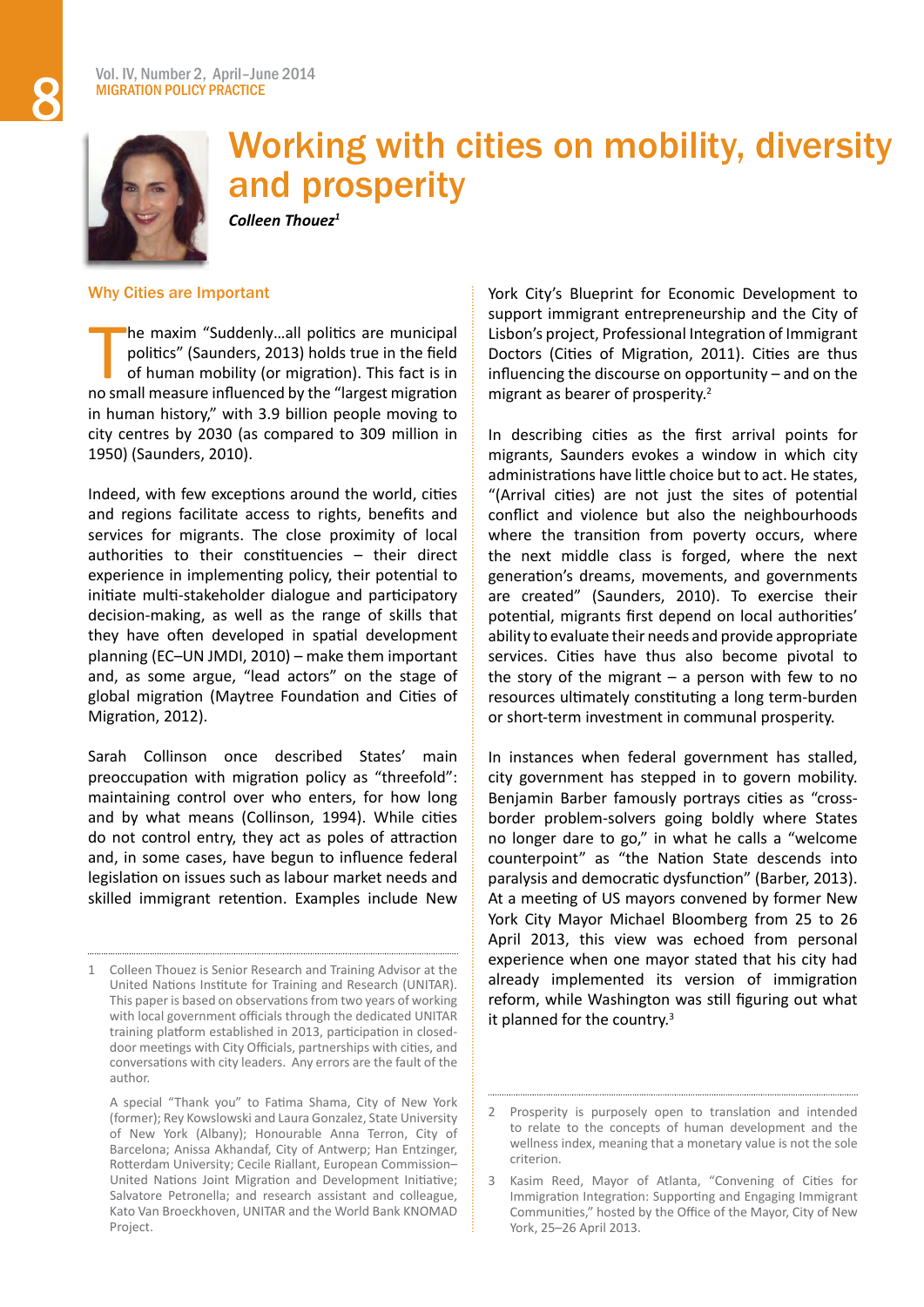# Working with cities on mobility, diversity and prosperity

***Colleen Thouez[1]***

## Why Cities are Important

The maxim "Suddenly…all politics are municipal politics" (Saunders, 2013) holds true in the field of human mobility (or migration). This fact is in no small measure influenced by the "largest migration in human history," with 3.9 billion people moving to city centres by 2030 (as compared to 309 million in 1950) (Saunders, 2010).

Indeed, with few exceptions around the world, cities and regions facilitate access to rights, benefits and services for migrants. The close proximity of local authorities to their constituencies – their direct experience in implementing policy, their potential to initiate multi-stakeholder dialogue and participatory decision-making, as well as the range of skills that they have often developed in spatial development planning (EC–UN JMDI, 2010) – make them important and, as some argue, "lead actors" on the stage of global migration (Maytree Foundation and Cities of Migration, 2012).

Sarah Collinson once described States' main preoccupation with migration policy as "threefold": maintaining control over who enters, for how long and by what means (Collinson, 1994). While cities do not control entry, they act as poles of attraction and, in some cases, have begun to influence federal legislation on issues such as labour market needs and skilled immigrant retention. Examples include New York City's Blueprint for Economic Development to support immigrant entrepreneurship and the City of Lisbon's project, Professional Integration of Immigrant Doctors (Cities of Migration, 2011). Cities are thus influencing the discourse on opportunity – and on the migrant as bearer of prosperity.[2]

In describing cities as the first arrival points for migrants, Saunders evokes a window in which city administrations have little choice but to act. He states, "(Arrival cities) are not just the sites of potential conflict and violence but also the neighbourhoods where the transition from poverty occurs, where the next middle class is forged, where the next generation's dreams, movements, and governments are created" (Saunders, 2010). To exercise their potential, migrants first depend on local authorities' ability to evaluate their needs and provide appropriate services. Cities have thus also become pivotal to the story of the migrant – a person with few to no resources ultimately constituting a long term-burden or short-term investment in communal prosperity.

In instances when federal government has stalled, city government has stepped in to govern mobility. Benjamin Barber famously portrays cities as "cross-border problem-solvers going boldly where States no longer dare to go," in what he calls a "welcome counterpoint" as "the Nation State descends into paralysis and democratic dysfunction" (Barber, 2013). At a meeting of US mayors convened by former New York City Mayor Michael Bloomberg from 25 to 26 April 2013, this view was echoed from personal experience when one mayor stated that his city had already implemented its version of immigration reform, while Washington was still figuring out what it planned for the country.[3]

---

1 Colleen Thouez is Senior Research and Training Advisor at the United Nations Institute for Training and Research (UNITAR). This paper is based on observations from two years of working with local government officials through the dedicated UNITAR training platform established in 2013, participation in closed-door meetings with City Officials, partnerships with cities, and conversations with city leaders. Any errors are the fault of the author.

A special "Thank you" to Fatima Shama, City of New York (former); Rey Kowslowski and Laura Gonzalez, State University of New York (Albany); Honourable Anna Terron, City of Barcelona; Anissa Akhandaf, City of Antwerp; Han Entzinger, Rotterdam University; Cecile Riallant, European Commission–United Nations Joint Migration and Development Initiative; Salvatore Petronella; and research assistant and colleague, Kato Van Broeckhoven, UNITAR and the World Bank KNOMAD Project.

2 Prosperity is purposely open to translation and intended to relate to the concepts of human development and the wellness index, meaning that a monetary value is not the sole criterion.

3 Kasim Reed, Mayor of Atlanta, "Convening of Cities for Immigration Integration: Supporting and Engaging Immigrant Communities," hosted by the Office of the Mayor, City of New York, 25–26 April 2013.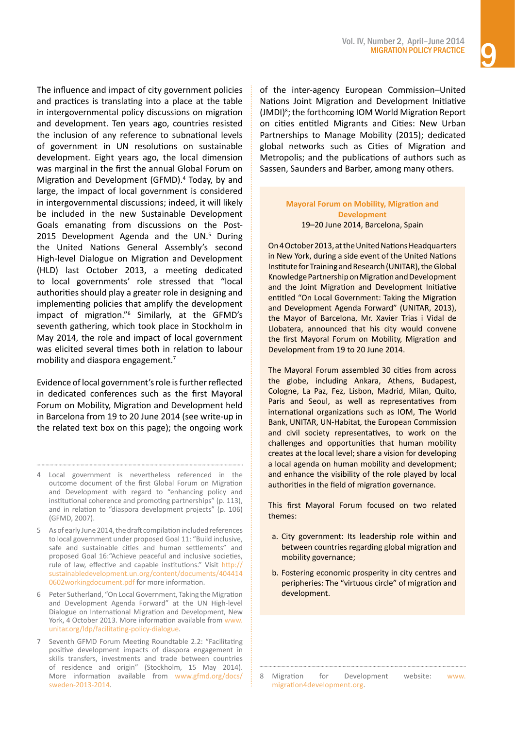The influence and impact of city government policies and practices is translating into a place at the table in intergovernmental policy discussions on migration and development. Ten years ago, countries resisted the inclusion of any reference to subnational levels of government in UN resolutions on sustainable development. Eight years ago, the local dimension was marginal in the first the annual Global Forum on Migration and Development (GFMD).[4] Today, by and large, the impact of local government is considered in intergovernmental discussions; indeed, it will likely be included in the new Sustainable Development Goals emanating from discussions on the Post-2015 Development Agenda and the UN.[5] During the United Nations General Assembly's second High-level Dialogue on Migration and Development (HLD) last October 2013, a meeting dedicated to local governments' role stressed that "local authorities should play a greater role in designing and implementing policies that amplify the development impact of migration."[6] Similarly, at the GFMD's seventh gathering, which took place in Stockholm in May 2014, the role and impact of local government was elicited several times both in relation to labour mobility and diaspora engagement.[7]

Evidence of local government's role is further reflected in dedicated conferences such as the first Mayoral Forum on Mobility, Migration and Development held in Barcelona from 19 to 20 June 2014 (see write-up in the related text box on this page); the ongoing work of the inter-agency European Commission–United Nations Joint Migration and Development Initiative (JMDI)[8]; the forthcoming IOM World Migration Report on cities entitled Migrants and Cities: New Urban Partnerships to Manage Mobility (2015); dedicated global networks such as Cities of Migration and Metropolis; and the publications of authors such as Sassen, Saunders and Barber, among many others.

**Mayoral Forum on Mobility, Migration and Development**
19–20 June 2014, Barcelona, Spain

On 4 October 2013, at the United Nations Headquarters in New York, during a side event of the United Nations Institute for Training and Research (UNITAR), the Global Knowledge Partnership on Migration and Development and the Joint Migration and Development Initiative entitled "On Local Government: Taking the Migration and Development Agenda Forward" (UNITAR, 2013), the Mayor of Barcelona, Mr. Xavier Trias i Vidal de Llobatera, announced that his city would convene the first Mayoral Forum on Mobility, Migration and Development from 19 to 20 June 2014.

The Mayoral Forum assembled 30 cities from across the globe, including Ankara, Athens, Budapest, Cologne, La Paz, Fez, Lisbon, Madrid, Milan, Quito, Paris and Seoul, as well as representatives from international organizations such as IOM, The World Bank, UNITAR, UN-Habitat, the European Commission and civil society representatives, to work on the challenges and opportunities that human mobility creates at the local level; share a vision for developing a local agenda on human mobility and development; and enhance the visibility of the role played by local authorities in the field of migration governance.

This first Mayoral Forum focused on two related themes:

a. City government: Its leadership role within and between countries regarding global migration and mobility governance;

b. Fostering economic prosperity in city centres and peripheries: The "virtuous circle" of migration and development.

---

4 Local government is nevertheless referenced in the outcome document of the first Global Forum on Migration and Development with regard to "enhancing policy and institutional coherence and promoting partnerships" (p. 113), and in relation to "diaspora development projects" (p. 106) (GFMD, 2007).

5 As of early June 2014, the draft compilation included references to local government under proposed Goal 11: "Build inclusive, safe and sustainable cities and human settlements" and proposed Goal 16:"Achieve peaceful and inclusive societies, rule of law, effective and capable institutions." Visit http://sustainabledevelopment.un.org/content/documents/4044140602workingdocument.pdf for more information.

6 Peter Sutherland, "On Local Government, Taking the Migration and Development Agenda Forward" at the UN High-level Dialogue on International Migration and Development, New York, 4 October 2013. More information available from www.unitar.org/ldp/facilitating-policy-dialogue.

7 Seventh GFMD Forum Meeting Roundtable 2.2: "Facilitating positive development impacts of diaspora engagement in skills transfers, investments and trade between countries of residence and origin" (Stockholm, 15 May 2014). More information available from www.gfmd.org/docs/sweden-2013-2014.

8 Migration for Development website: www.migration4development.org.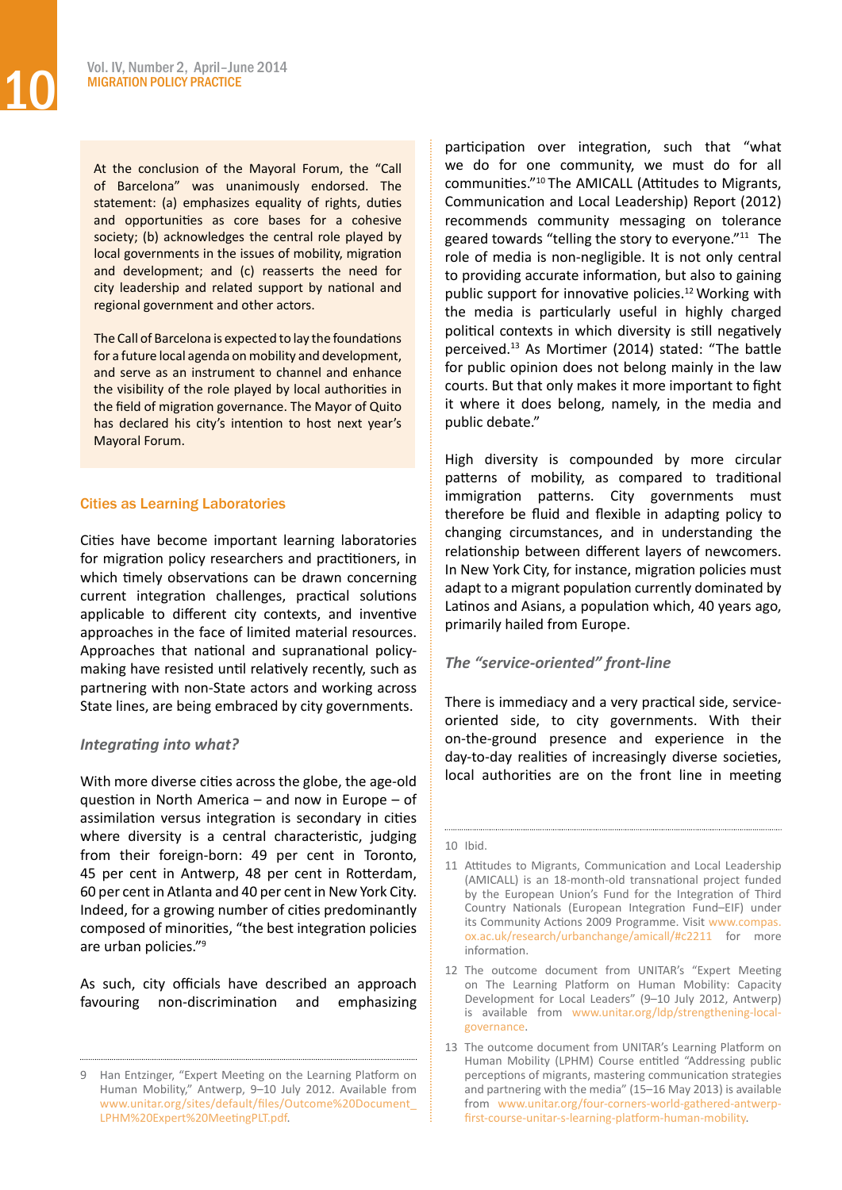At the conclusion of the Mayoral Forum, the "Call of Barcelona" was unanimously endorsed. The statement: (a) emphasizes equality of rights, duties and opportunities as core bases for a cohesive society; (b) acknowledges the central role played by local governments in the issues of mobility, migration and development; and (c) reasserts the need for city leadership and related support by national and regional government and other actors.

The Call of Barcelona is expected to lay the foundations for a future local agenda on mobility and development, and serve as an instrument to channel and enhance the visibility of the role played by local authorities in the field of migration governance. The Mayor of Quito has declared his city's intention to host next year's Mayoral Forum.

## Cities as Learning Laboratories

Cities have become important learning laboratories for migration policy researchers and practitioners, in which timely observations can be drawn concerning current integration challenges, practical solutions applicable to different city contexts, and inventive approaches in the face of limited material resources. Approaches that national and supranational policy-making have resisted until relatively recently, such as partnering with non-State actors and working across State lines, are being embraced by city governments.

### *Integrating into what?*

With more diverse cities across the globe, the age-old question in North America – and now in Europe – of assimilation versus integration is secondary in cities where diversity is a central characteristic, judging from their foreign-born: 49 per cent in Toronto, 45 per cent in Antwerp, 48 per cent in Rotterdam, 60 per cent in Atlanta and 40 per cent in New York City. Indeed, for a growing number of cities predominantly composed of minorities, "the best integration policies are urban policies."[9]

As such, city officials have described an approach favouring non-discrimination and emphasizing participation over integration, such that "what we do for one community, we must do for all communities."[10] The AMICALL (Attitudes to Migrants, Communication and Local Leadership) Report (2012) recommends community messaging on tolerance geared towards "telling the story to everyone."[11] The role of media is non-negligible. It is not only central to providing accurate information, but also to gaining public support for innovative policies.[12] Working with the media is particularly useful in highly charged political contexts in which diversity is still negatively perceived.[13] As Mortimer (2014) stated: "The battle for public opinion does not belong mainly in the law courts. But that only makes it more important to fight it where it does belong, namely, in the media and public debate."

High diversity is compounded by more circular patterns of mobility, as compared to traditional immigration patterns. City governments must therefore be fluid and flexible in adapting policy to changing circumstances, and in understanding the relationship between different layers of newcomers. In New York City, for instance, migration policies must adapt to a migrant population currently dominated by Latinos and Asians, a population which, 40 years ago, primarily hailed from Europe.

### *The "service-oriented" front-line*

There is immediacy and a very practical side, service-oriented side, to city governments. With their on-the-ground presence and experience in the day-to-day realities of increasingly diverse societies, local authorities are on the front line in meeting

---

9 Han Entzinger, "Expert Meeting on the Learning Platform on Human Mobility," Antwerp, 9–10 July 2012. Available from www.unitar.org/sites/default/files/Outcome%20Document_LPHM%20Expert%20MeetingPLT.pdf.

10 Ibid.

11 Attitudes to Migrants, Communication and Local Leadership (AMICALL) is an 18-month-old transnational project funded by the European Union's Fund for the Integration of Third Country Nationals (European Integration Fund–EIF) under its Community Actions 2009 Programme. Visit www.compas.ox.ac.uk/research/urbanchange/amicall/#c2211 for more information.

12 The outcome document from UNITAR's "Expert Meeting on The Learning Platform on Human Mobility: Capacity Development for Local Leaders" (9–10 July 2012, Antwerp) is available from www.unitar.org/ldp/strengthening-local-governance.

13 The outcome document from UNITAR's Learning Platform on Human Mobility (LPHM) Course entitled "Addressing public perceptions of migrants, mastering communication strategies and partnering with the media" (15–16 May 2013) is available from www.unitar.org/four-corners-world-gathered-antwerp-first-course-unitar-s-learning-platform-human-mobility.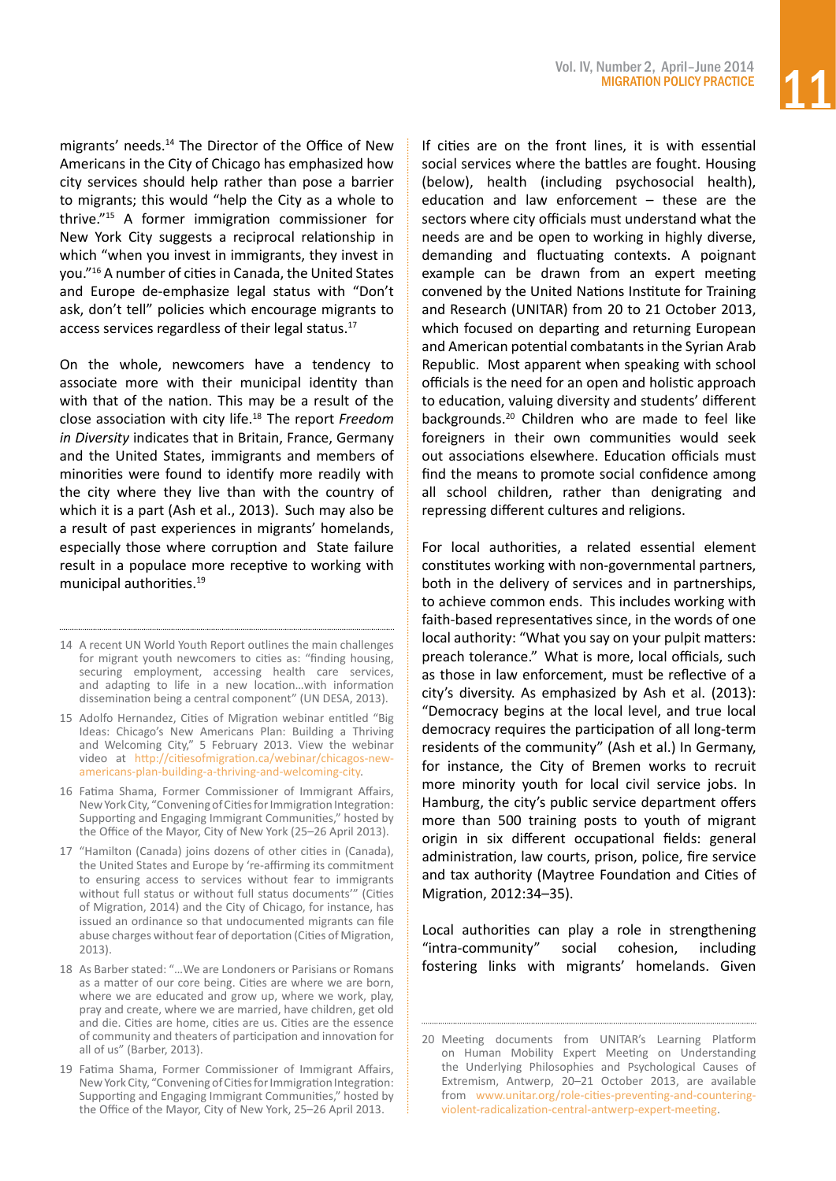migrants' needs.[14] The Director of the Office of New Americans in the City of Chicago has emphasized how city services should help rather than pose a barrier to migrants; this would "help the City as a whole to thrive."[15] A former immigration commissioner for New York City suggests a reciprocal relationship in which "when you invest in immigrants, they invest in you."[16] A number of cities in Canada, the United States and Europe de-emphasize legal status with "Don't ask, don't tell" policies which encourage migrants to access services regardless of their legal status.[17]

On the whole, newcomers have a tendency to associate more with their municipal identity than with that of the nation. This may be a result of the close association with city life.[18] The report *Freedom in Diversity* indicates that in Britain, France, Germany and the United States, immigrants and members of minorities were found to identify more readily with the city where they live than with the country of which it is a part (Ash et al., 2013). Such may also be a result of past experiences in migrants' homelands, especially those where corruption and State failure result in a populace more receptive to working with municipal authorities.[19]

If cities are on the front lines, it is with essential social services where the battles are fought. Housing (below), health (including psychosocial health), education and law enforcement – these are the sectors where city officials must understand what the needs are and be open to working in highly diverse, demanding and fluctuating contexts. A poignant example can be drawn from an expert meeting convened by the United Nations Institute for Training and Research (UNITAR) from 20 to 21 October 2013, which focused on departing and returning European and American potential combatants in the Syrian Arab Republic. Most apparent when speaking with school officials is the need for an open and holistic approach to education, valuing diversity and students' different backgrounds.[20] Children who are made to feel like foreigners in their own communities would seek out associations elsewhere. Education officials must find the means to promote social confidence among all school children, rather than denigrating and repressing different cultures and religions.

For local authorities, a related essential element constitutes working with non-governmental partners, both in the delivery of services and in partnerships, to achieve common ends. This includes working with faith-based representatives since, in the words of one local authority: "What you say on your pulpit matters: preach tolerance." What is more, local officials, such as those in law enforcement, must be reflective of a city's diversity. As emphasized by Ash et al. (2013): "Democracy begins at the local level, and true local democracy requires the participation of all long-term residents of the community" (Ash et al.) In Germany, for instance, the City of Bremen works to recruit more minority youth for local civil service jobs. In Hamburg, the city's public service department offers more than 500 training posts to youth of migrant origin in six different occupational fields: general administration, law courts, prison, police, fire service and tax authority (Maytree Foundation and Cities of Migration, 2012:34–35).

Local authorities can play a role in strengthening "intra-community" social cohesion, including fostering links with migrants' homelands. Given

---

14 A recent UN World Youth Report outlines the main challenges for migrant youth newcomers to cities as: "finding housing, securing employment, accessing health care services, and adapting to life in a new location…with information dissemination being a central component" (UN DESA, 2013).

15 Adolfo Hernandez, Cities of Migration webinar entitled "Big Ideas: Chicago's New Americans Plan: Building a Thriving and Welcoming City," 5 February 2013. View the webinar video at http://citiesofmigration.ca/webinar/chicagos-new-americans-plan-building-a-thriving-and-welcoming-city.

16 Fatima Shama, Former Commissioner of Immigrant Affairs, New York City, "Convening of Cities for Immigration Integration: Supporting and Engaging Immigrant Communities," hosted by the Office of the Mayor, City of New York (25–26 April 2013).

17 "Hamilton (Canada) joins dozens of other cities in (Canada), the United States and Europe by 're-affirming its commitment to ensuring access to services without fear to immigrants without full status or without full status documents'" (Cities of Migration, 2014) and the City of Chicago, for instance, has issued an ordinance so that undocumented migrants can file abuse charges without fear of deportation (Cities of Migration, 2013).

18 As Barber stated: "…We are Londoners or Parisians or Romans as a matter of our core being. Cities are where we are born, where we are educated and grow up, where we work, play, pray and create, where we are married, have children, get old and die. Cities are home, cities are us. Cities are the essence of community and theaters of participation and innovation for all of us" (Barber, 2013).

19 Fatima Shama, Former Commissioner of Immigrant Affairs, New York City, "Convening of Cities for Immigration Integration: Supporting and Engaging Immigrant Communities," hosted by the Office of the Mayor, City of New York, 25–26 April 2013.

20 Meeting documents from UNITAR's Learning Platform on Human Mobility Expert Meeting on Understanding the Underlying Philosophies and Psychological Causes of Extremism, Antwerp, 20–21 October 2013, are available from www.unitar.org/role-cities-preventing-and-countering-violent-radicalization-central-antwerp-expert-meeting.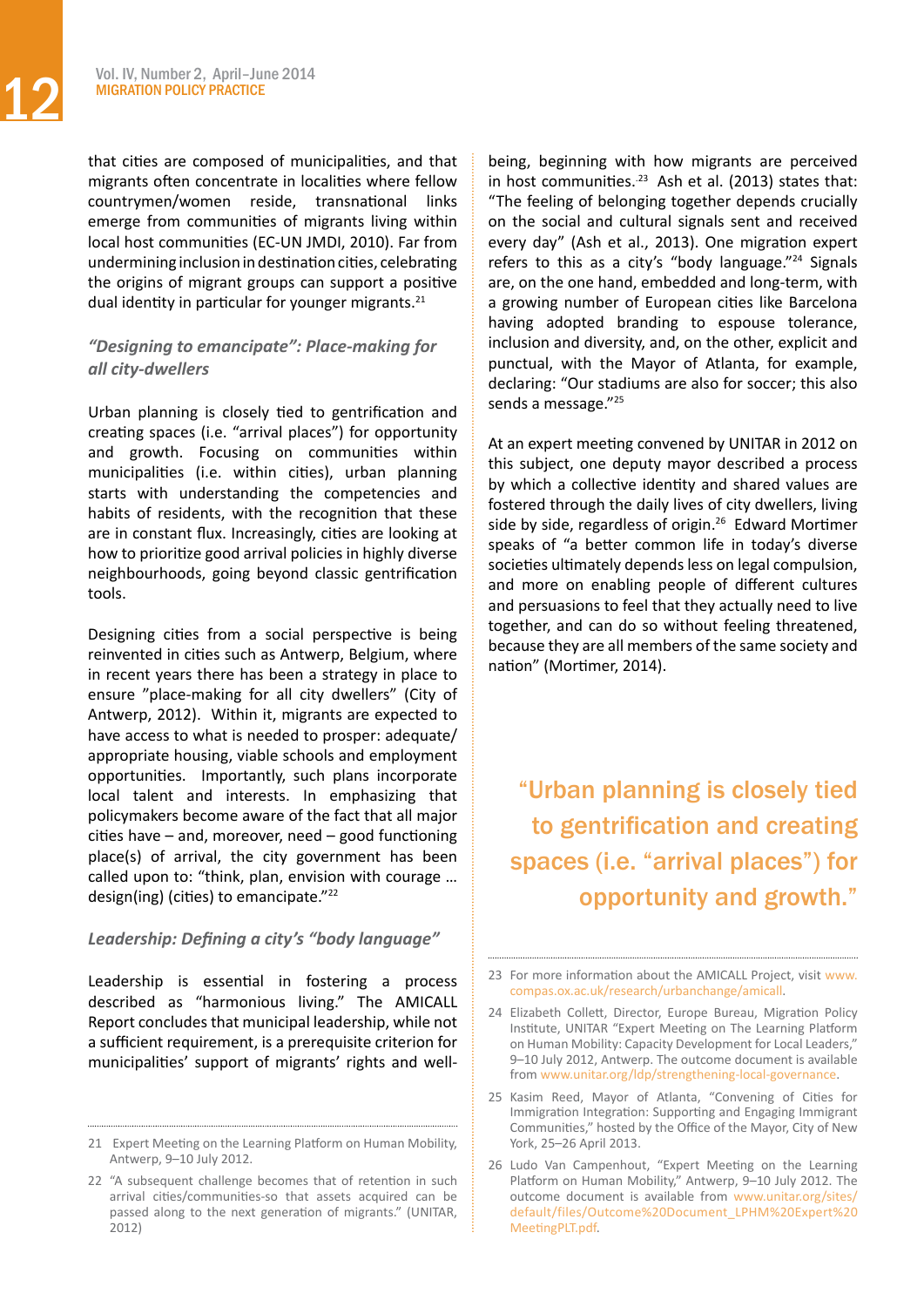that cities are composed of municipalities, and that migrants often concentrate in localities where fellow countrymen/women reside, transnational links emerge from communities of migrants living within local host communities (EC-UN JMDI, 2010). Far from undermining inclusion in destination cities, celebrating the origins of migrant groups can support a positive dual identity in particular for younger migrants.[21]

### *"Designing to emancipate": Place-making for all city-dwellers*

Urban planning is closely tied to gentrification and creating spaces (i.e. "arrival places") for opportunity and growth. Focusing on communities within municipalities (i.e. within cities), urban planning starts with understanding the competencies and habits of residents, with the recognition that these are in constant flux. Increasingly, cities are looking at how to prioritize good arrival policies in highly diverse neighbourhoods, going beyond classic gentrification tools.

Designing cities from a social perspective is being reinvented in cities such as Antwerp, Belgium, where in recent years there has been a strategy in place to ensure "place-making for all city dwellers" (City of Antwerp, 2012). Within it, migrants are expected to have access to what is needed to prosper: adequate/appropriate housing, viable schools and employment opportunities. Importantly, such plans incorporate local talent and interests. In emphasizing that policymakers become aware of the fact that all major cities have – and, moreover, need – good functioning place(s) of arrival, the city government has been called upon to: "think, plan, envision with courage … design(ing) (cities) to emancipate."[22]

### *Leadership: Defining a city's "body language"*

Leadership is essential in fostering a process described as "harmonious living." The AMICALL Report concludes that municipal leadership, while not a sufficient requirement, is a prerequisite criterion for municipalities' support of migrants' rights and well-being, beginning with how migrants are perceived in host communities.[23] Ash et al. (2013) states that: "The feeling of belonging together depends crucially on the social and cultural signals sent and received every day" (Ash et al., 2013). One migration expert refers to this as a city's "body language."[24] Signals are, on the one hand, embedded and long-term, with a growing number of European cities like Barcelona having adopted branding to espouse tolerance, inclusion and diversity, and, on the other, explicit and punctual, with the Mayor of Atlanta, for example, declaring: "Our stadiums are also for soccer; this also sends a message."[25]

At an expert meeting convened by UNITAR in 2012 on this subject, one deputy mayor described a process by which a collective identity and shared values are fostered through the daily lives of city dwellers, living side by side, regardless of origin.[26] Edward Mortimer speaks of "a better common life in today's diverse societies ultimately depends less on legal compulsion, and more on enabling people of different cultures and persuasions to feel that they actually need to live together, and can do so without feeling threatened, because they are all members of the same society and nation" (Mortimer, 2014).

> "Urban planning is closely tied to gentrification and creating spaces (i.e. "arrival places") for opportunity and growth."

---

21 Expert Meeting on the Learning Platform on Human Mobility, Antwerp, 9–10 July 2012.

22 "A subsequent challenge becomes that of retention in such arrival cities/communities-so that assets acquired can be passed along to the next generation of migrants." (UNITAR, 2012)

23 For more information about the AMICALL Project, visit www.compas.ox.ac.uk/research/urbanchange/amicall.

24 Elizabeth Collett, Director, Europe Bureau, Migration Policy Institute, UNITAR "Expert Meeting on The Learning Platform on Human Mobility: Capacity Development for Local Leaders," 9–10 July 2012, Antwerp. The outcome document is available from www.unitar.org/ldp/strengthening-local-governance.

25 Kasim Reed, Mayor of Atlanta, "Convening of Cities for Immigration Integration: Supporting and Engaging Immigrant Communities," hosted by the Office of the Mayor, City of New York, 25–26 April 2013.

26 Ludo Van Campenhout, "Expert Meeting on the Learning Platform on Human Mobility," Antwerp, 9–10 July 2012. The outcome document is available from www.unitar.org/sites/default/files/Outcome%20Document_LPHM%20Expert%20MeetingPLT.pdf.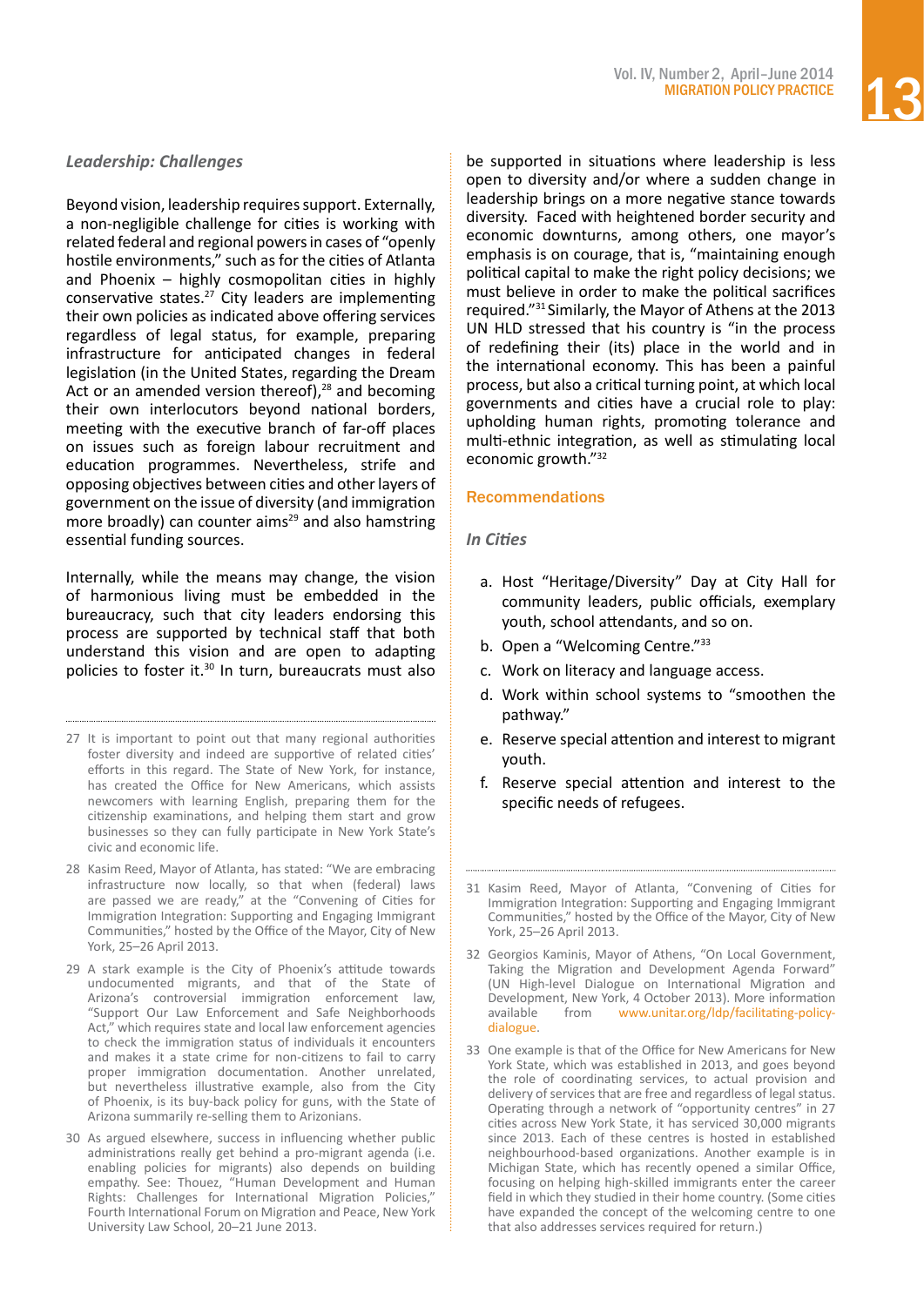*Leadership: Challenges*

Beyond vision, leadership requires support. Externally, a non-negligible challenge for cities is working with related federal and regional powers in cases of "openly hostile environments," such as for the cities of Atlanta and Phoenix – highly cosmopolitan cities in highly conservative states.[27] City leaders are implementing their own policies as indicated above offering services regardless of legal status, for example, preparing infrastructure for anticipated changes in federal legislation (in the United States, regarding the Dream Act or an amended version thereof),[28] and becoming their own interlocutors beyond national borders, meeting with the executive branch of far-off places on issues such as foreign labour recruitment and education programmes. Nevertheless, strife and opposing objectives between cities and other layers of government on the issue of diversity (and immigration more broadly) can counter aims[29] and also hamstring essential funding sources.

Internally, while the means may change, the vision of harmonious living must be embedded in the bureaucracy, such that city leaders endorsing this process are supported by technical staff that both understand this vision and are open to adapting policies to foster it.[30] In turn, bureaucrats must also be supported in situations where leadership is less open to diversity and/or where a sudden change in leadership brings on a more negative stance towards diversity. Faced with heightened border security and economic downturns, among others, one mayor's emphasis is on courage, that is, "maintaining enough political capital to make the right policy decisions; we must believe in order to make the political sacrifices required."[31] Similarly, the Mayor of Athens at the 2013 UN HLD stressed that his country is "in the process of redefining their (its) place in the world and in the international economy. This has been a painful process, but also a critical turning point, at which local governments and cities have a crucial role to play: upholding human rights, promoting tolerance and multi-ethnic integration, as well as stimulating local economic growth."[32]

## Recommendations

*In Cities*

a. Host "Heritage/Diversity" Day at City Hall for community leaders, public officials, exemplary youth, school attendants, and so on.
b. Open a "Welcoming Centre."[33]
c. Work on literacy and language access.
d. Work within school systems to "smoothen the pathway."
e. Reserve special attention and interest to migrant youth.
f. Reserve special attention and interest to the specific needs of refugees.

---

27 It is important to point out that many regional authorities foster diversity and indeed are supportive of related cities' efforts in this regard. The State of New York, for instance, has created the Office for New Americans, which assists newcomers with learning English, preparing them for the citizenship examinations, and helping them start and grow businesses so they can fully participate in New York State's civic and economic life.

28 Kasim Reed, Mayor of Atlanta, has stated: "We are embracing infrastructure now locally, so that when (federal) laws are passed we are ready," at the "Convening of Cities for Immigration Integration: Supporting and Engaging Immigrant Communities," hosted by the Office of the Mayor, City of New York, 25–26 April 2013.

29 A stark example is the City of Phoenix's attitude towards undocumented migrants, and that of the State of Arizona's controversial immigration enforcement law, "Support Our Law Enforcement and Safe Neighborhoods Act," which requires state and local law enforcement agencies to check the immigration status of individuals it encounters and makes it a state crime for non-citizens to fail to carry proper immigration documentation. Another unrelated, but nevertheless illustrative example, also from the City of Phoenix, is its buy-back policy for guns, with the State of Arizona summarily re-selling them to Arizonians.

30 As argued elsewhere, success in influencing whether public administrations really get behind a pro-migrant agenda (i.e. enabling policies for migrants) also depends on building empathy. See: Thouez, "Human Development and Human Rights: Challenges for International Migration Policies," Fourth International Forum on Migration and Peace, New York University Law School, 20–21 June 2013.

31 Kasim Reed, Mayor of Atlanta, "Convening of Cities for Immigration Integration: Supporting and Engaging Immigrant Communities," hosted by the Office of the Mayor, City of New York, 25–26 April 2013.

32 Georgios Kaminis, Mayor of Athens, "On Local Government, Taking the Migration and Development Agenda Forward" (UN High-level Dialogue on International Migration and Development, New York, 4 October 2013). More information available from www.unitar.org/ldp/facilitating-policy-dialogue.

33 One example is that of the Office for New Americans for New York State, which was established in 2013, and goes beyond the role of coordinating services, to actual provision and delivery of services that are free and regardless of legal status. Operating through a network of "opportunity centres" in 27 cities across New York State, it has serviced 30,000 migrants since 2013. Each of these centres is hosted in established neighbourhood-based organizations. Another example is in Michigan State, which has recently opened a similar Office, focusing on helping high-skilled immigrants enter the career field in which they studied in their home country. (Some cities have expanded the concept of the welcoming centre to one that also addresses services required for return.)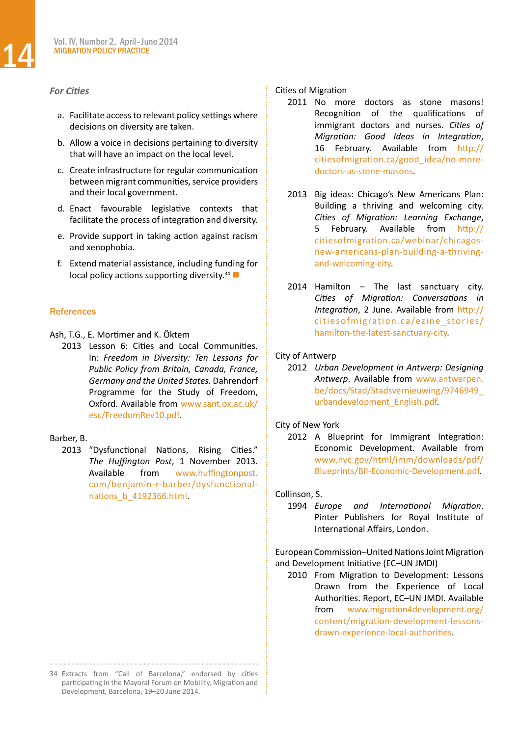### *For Cities*

a. Facilitate access to relevant policy settings where decisions on diversity are taken.

b. Allow a voice in decisions pertaining to diversity that will have an impact on the local level.

c. Create infrastructure for regular communication between migrant communities, service providers and their local government.

d. Enact favourable legislative contexts that facilitate the process of integration and diversity.

e. Provide support in taking action against racism and xenophobia.

f. Extend material assistance, including funding for local policy actions supporting diversity.[34] ■

## References

Ash, T.G., E. Mortimer and K. Öktem

2013 Lesson 6: Cities and Local Communities. In: *Freedom in Diversity: Ten Lessons for Public Policy from Britain, Canada, France, Germany and the United States.* Dahrendorf Programme for the Study of Freedom, Oxford. Available from www.sant.ox.ac.uk/esc/FreedomRev10.pdf.

Barber, B.

2013 "Dysfunctional Nations, Rising Cities." *The Huffington Post*, 1 November 2013. Available from www.huffingtonpost.com/benjamin-r-barber/dysfunctional-nations_b_4192366.html.

Cities of Migration

2011 No more doctors as stone masons! Recognition of the qualifications of immigrant doctors and nurses. *Cities of Migration: Good Ideas in Integration*, 16 February. Available from http://citiesofmigration.ca/good_idea/no-more-doctors-as-stone-masons.

2013 Big ideas: Chicago's New Americans Plan: Building a thriving and welcoming city. *Cities of Migration: Learning Exchange*, 5 February. Available from http://citiesofmigration.ca/webinar/chicagos-new-americans-plan-building-a-thriving-and-welcoming-city.

2014 Hamilton – The last sanctuary city. *Cities of Migration: Conversations in Integration*, 2 June. Available from http://citiesofmigration.ca/ezine_stories/hamilton-the-latest-sanctuary-city.

City of Antwerp

2012 *Urban Development in Antwerp: Designing Antwerp*. Available from www.antwerpen.be/docs/Stad/Stadsvernieuwing/9746949_urbandevelopment_English.pdf.

City of New York

2012 A Blueprint for Immigrant Integration: Economic Development. Available from www.nyc.gov/html/imm/downloads/pdf/Blueprints/BII-Economic-Development.pdf.

Collinson, S.

1994 *Europe and International Migration*. Pinter Publishers for Royal Institute of International Affairs, London.

European Commission–United Nations Joint Migration and Development Initiative (EC–UN JMDI)

2010 From Migration to Development: Lessons Drawn from the Experience of Local Authorities. Report, EC–UN JMDI. Available from www.migration4development.org/content/migration-development-lessons-drawn-experience-local-authorities.

---

34 Extracts from "Call of Barcelona," endorsed by cities participating in the Mayoral Forum on Mobility, Migration and Development, Barcelona, 19–20 June 2014.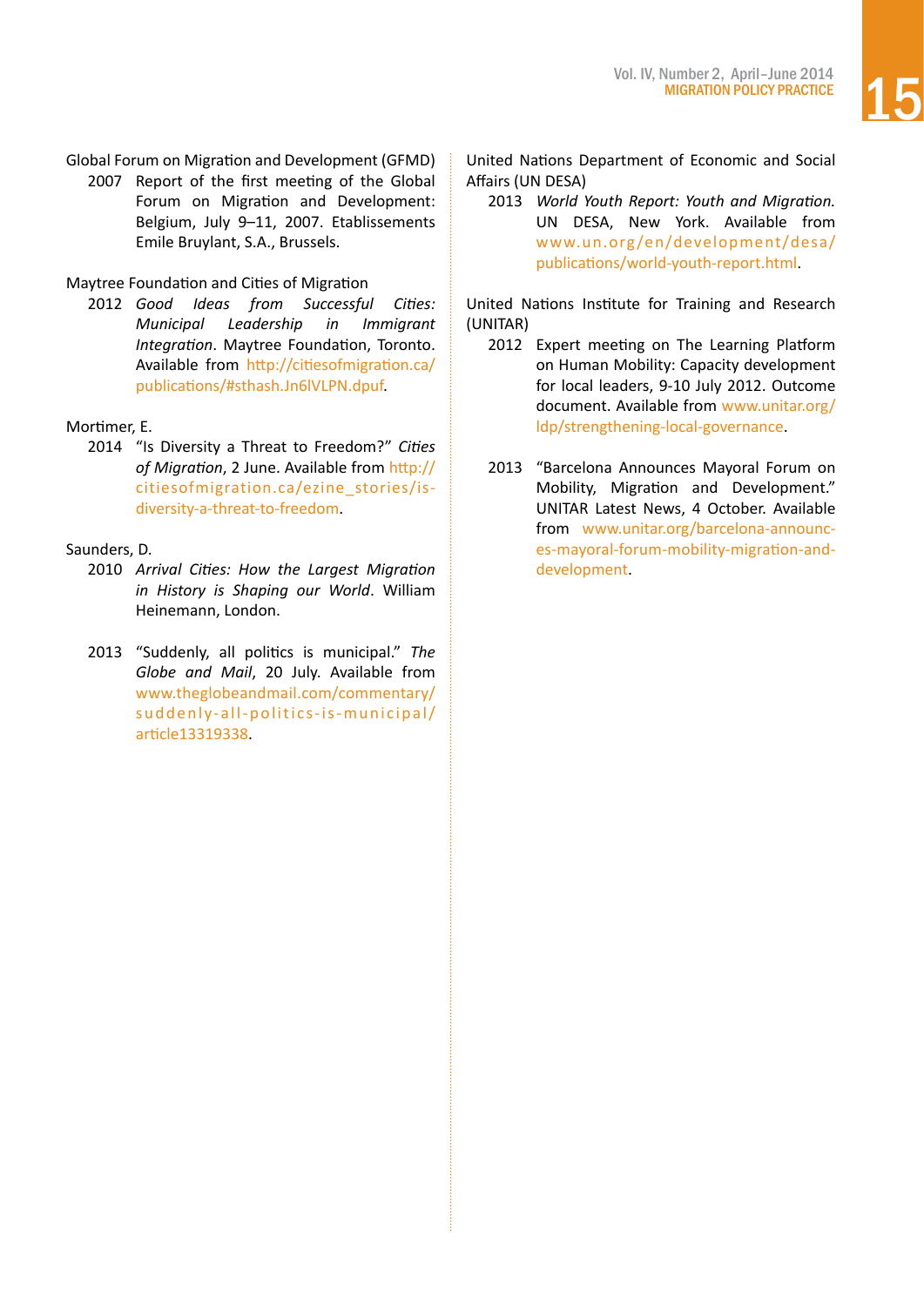Global Forum on Migration and Development (GFMD)

2007 Report of the first meeting of the Global Forum on Migration and Development: Belgium, July 9–11, 2007. Etablissements Emile Bruylant, S.A., Brussels.

Maytree Foundation and Cities of Migration

2012 *Good Ideas from Successful Cities: Municipal Leadership in Immigrant Integration*. Maytree Foundation, Toronto. Available from http://citiesofmigration.ca/publications/#sthash.Jn6lVLPN.dpuf.

Mortimer, E.

2014 "Is Diversity a Threat to Freedom?" *Cities of Migration*, 2 June. Available from http://citiesofmigration.ca/ezine_stories/is-diversity-a-threat-to-freedom.

Saunders, D.

2010 *Arrival Cities: How the Largest Migration in History is Shaping our World*. William Heinemann, London.

2013 "Suddenly, all politics is municipal." *The Globe and Mail*, 20 July. Available from www.theglobeandmail.com/commentary/suddenly-all-politics-is-municipal/article13319338.

United Nations Department of Economic and Social Affairs (UN DESA)

2013 *World Youth Report: Youth and Migration.* UN DESA, New York. Available from www.un.org/en/development/desa/publications/world-youth-report.html.

United Nations Institute for Training and Research (UNITAR)

2012 Expert meeting on The Learning Platform on Human Mobility: Capacity development for local leaders, 9-10 July 2012. Outcome document. Available from www.unitar.org/ldp/strengthening-local-governance.

2013 "Barcelona Announces Mayoral Forum on Mobility, Migration and Development." UNITAR Latest News, 4 October. Available from www.unitar.org/barcelona-announces-mayoral-forum-mobility-migration-and-development.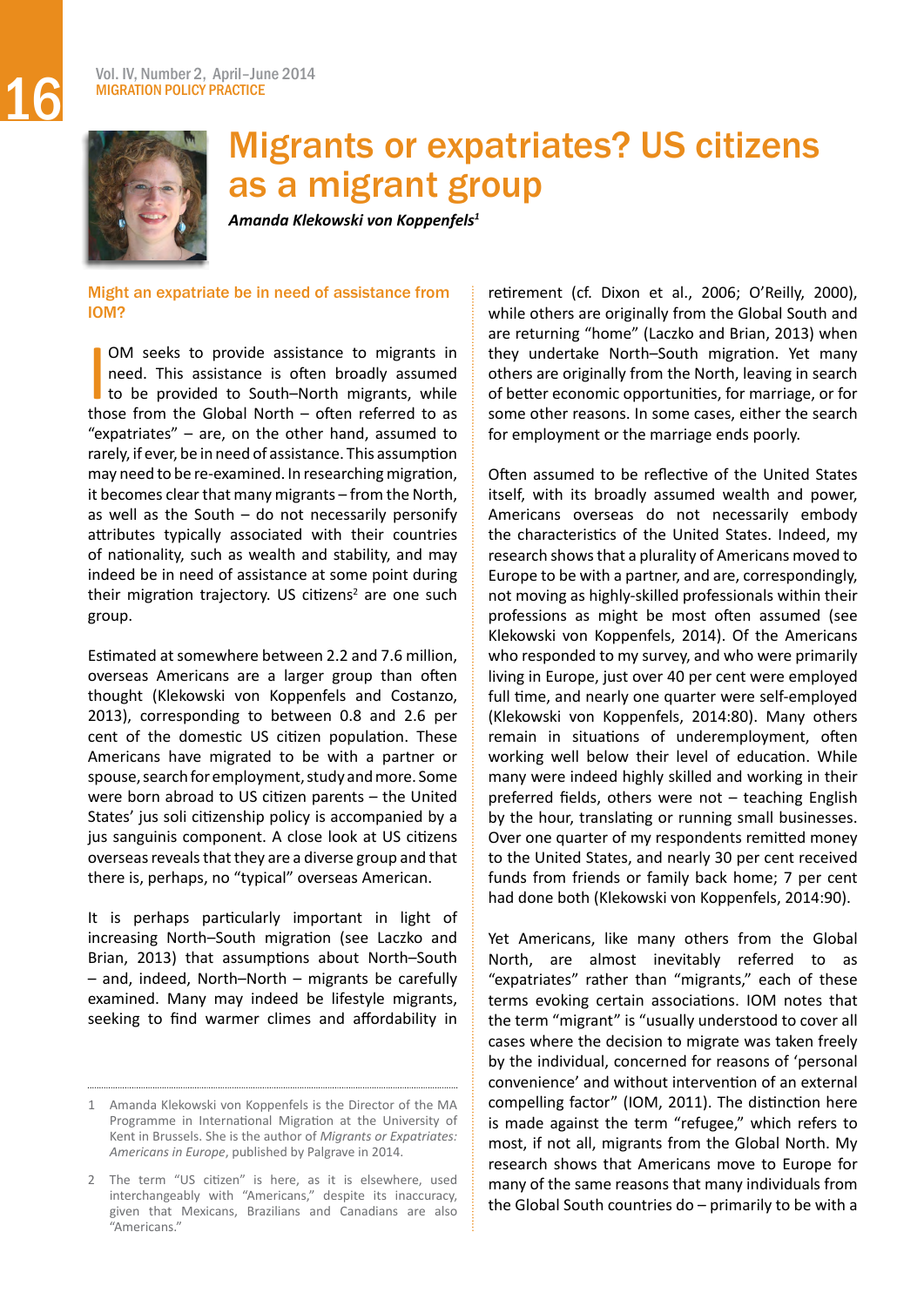# Migrants or expatriates? US citizens as a migrant group

***Amanda Klekowski von Koppenfels***[1]

## Might an expatriate be in need of assistance from IOM?

IOM seeks to provide assistance to migrants in need. This assistance is often broadly assumed to be provided to South–North migrants, while those from the Global North – often referred to as "expatriates" – are, on the other hand, assumed to rarely, if ever, be in need of assistance. This assumption may need to be re-examined. In researching migration, it becomes clear that many migrants – from the North, as well as the South – do not necessarily personify attributes typically associated with their countries of nationality, such as wealth and stability, and may indeed be in need of assistance at some point during their migration trajectory. US citizens[2] are one such group.

Estimated at somewhere between 2.2 and 7.6 million, overseas Americans are a larger group than often thought (Klekowski von Koppenfels and Costanzo, 2013), corresponding to between 0.8 and 2.6 per cent of the domestic US citizen population. These Americans have migrated to be with a partner or spouse, search for employment, study and more. Some were born abroad to US citizen parents – the United States' jus soli citizenship policy is accompanied by a jus sanguinis component. A close look at US citizens overseas reveals that they are a diverse group and that there is, perhaps, no "typical" overseas American.

It is perhaps particularly important in light of increasing North–South migration (see Laczko and Brian, 2013) that assumptions about North–South – and, indeed, North–North – migrants be carefully examined. Many may indeed be lifestyle migrants, seeking to find warmer climes and affordability in retirement (cf. Dixon et al., 2006; O'Reilly, 2000), while others are originally from the Global South and are returning "home" (Laczko and Brian, 2013) when they undertake North–South migration. Yet many others are originally from the North, leaving in search of better economic opportunities, for marriage, or for some other reasons. In some cases, either the search for employment or the marriage ends poorly.

Often assumed to be reflective of the United States itself, with its broadly assumed wealth and power, Americans overseas do not necessarily embody the characteristics of the United States. Indeed, my research shows that a plurality of Americans moved to Europe to be with a partner, and are, correspondingly, not moving as highly-skilled professionals within their professions as might be most often assumed (see Klekowski von Koppenfels, 2014). Of the Americans who responded to my survey, and who were primarily living in Europe, just over 40 per cent were employed full time, and nearly one quarter were self-employed (Klekowski von Koppenfels, 2014:80). Many others remain in situations of underemployment, often working well below their level of education. While many were indeed highly skilled and working in their preferred fields, others were not – teaching English by the hour, translating or running small businesses. Over one quarter of my respondents remitted money to the United States, and nearly 30 per cent received funds from friends or family back home; 7 per cent had done both (Klekowski von Koppenfels, 2014:90).

Yet Americans, like many others from the Global North, are almost inevitably referred to as "expatriates" rather than "migrants," each of these terms evoking certain associations. IOM notes that the term "migrant" is "usually understood to cover all cases where the decision to migrate was taken freely by the individual, concerned for reasons of 'personal convenience' and without intervention of an external compelling factor" (IOM, 2011). The distinction here is made against the term "refugee," which refers to most, if not all, migrants from the Global North. My research shows that Americans move to Europe for many of the same reasons that many individuals from the Global South countries do – primarily to be with a

---

1 Amanda Klekowski von Koppenfels is the Director of the MA Programme in International Migration at the University of Kent in Brussels. She is the author of *Migrants or Expatriates: Americans in Europe*, published by Palgrave in 2014.

2 The term "US citizen" is here, as it is elsewhere, used interchangeably with "Americans," despite its inaccuracy, given that Mexicans, Brazilians and Canadians are also "Americans."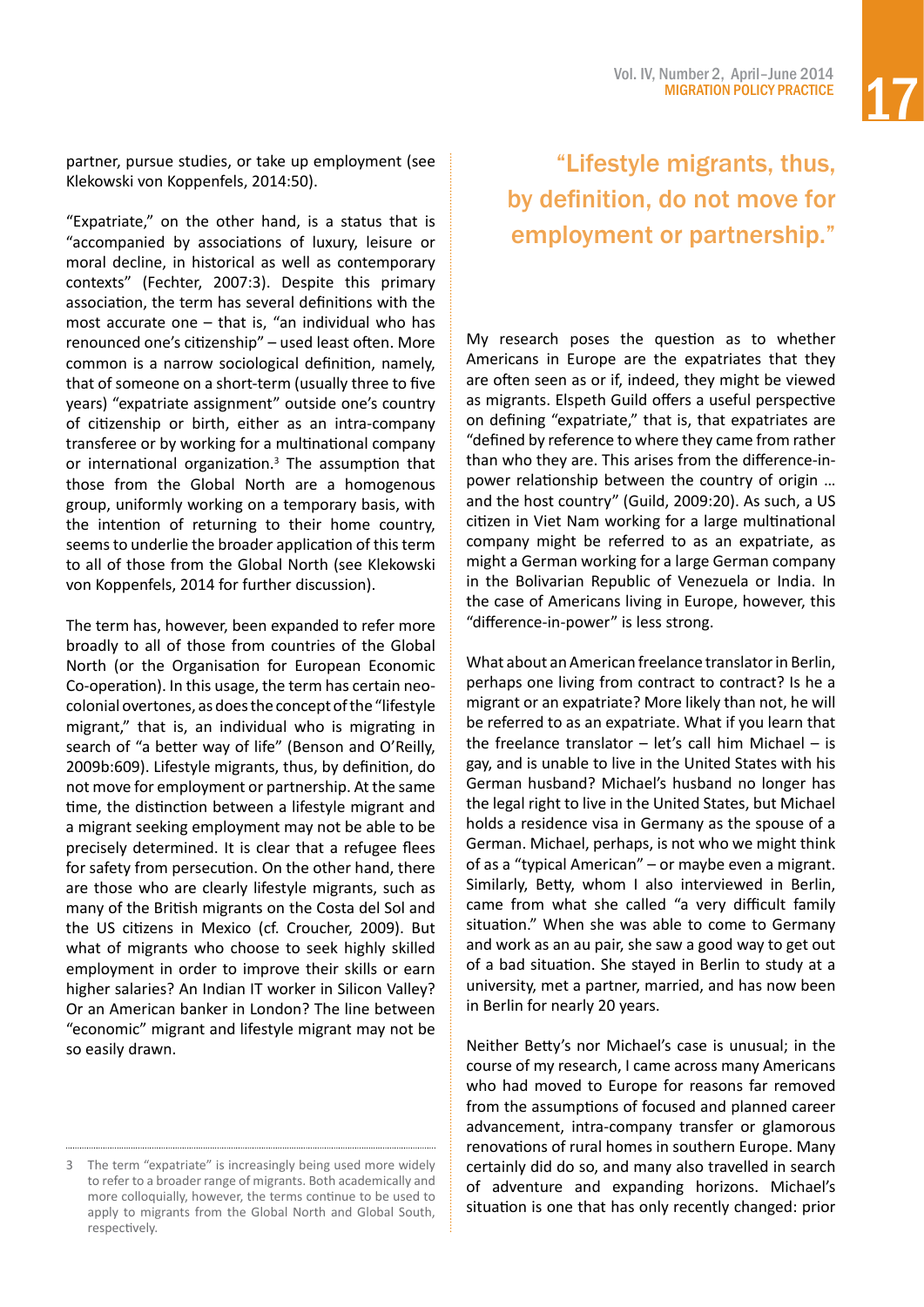partner, pursue studies, or take up employment (see Klekowski von Koppenfels, 2014:50).

"Expatriate," on the other hand, is a status that is "accompanied by associations of luxury, leisure or moral decline, in historical as well as contemporary contexts" (Fechter, 2007:3). Despite this primary association, the term has several definitions with the most accurate one – that is, "an individual who has renounced one's citizenship" – used least often. More common is a narrow sociological definition, namely, that of someone on a short-term (usually three to five years) "expatriate assignment" outside one's country of citizenship or birth, either as an intra-company transferee or by working for a multinational company or international organization.[3] The assumption that those from the Global North are a homogenous group, uniformly working on a temporary basis, with the intention of returning to their home country, seems to underlie the broader application of this term to all of those from the Global North (see Klekowski von Koppenfels, 2014 for further discussion).

The term has, however, been expanded to refer more broadly to all of those from countries of the Global North (or the Organisation for European Economic Co-operation). In this usage, the term has certain neo-colonial overtones, as does the concept of the "lifestyle migrant," that is, an individual who is migrating in search of "a better way of life" (Benson and O'Reilly, 2009b:609). Lifestyle migrants, thus, by definition, do not move for employment or partnership. At the same time, the distinction between a lifestyle migrant and a migrant seeking employment may not be able to be precisely determined. It is clear that a refugee flees for safety from persecution. On the other hand, there are those who are clearly lifestyle migrants, such as many of the British migrants on the Costa del Sol and the US citizens in Mexico (cf. Croucher, 2009). But what of migrants who choose to seek highly skilled employment in order to improve their skills or earn higher salaries? An Indian IT worker in Silicon Valley? Or an American banker in London? The line between "economic" migrant and lifestyle migrant may not be so easily drawn.

> "Lifestyle migrants, thus, by definition, do not move for employment or partnership."

My research poses the question as to whether Americans in Europe are the expatriates that they are often seen as or if, indeed, they might be viewed as migrants. Elspeth Guild offers a useful perspective on defining "expatriate," that is, that expatriates are "defined by reference to where they came from rather than who they are. This arises from the difference-in-power relationship between the country of origin ... and the host country" (Guild, 2009:20). As such, a US citizen in Viet Nam working for a large multinational company might be referred to as an expatriate, as might a German working for a large German company in the Bolivarian Republic of Venezuela or India. In the case of Americans living in Europe, however, this "difference-in-power" is less strong.

What about an American freelance translator in Berlin, perhaps one living from contract to contract? Is he a migrant or an expatriate? More likely than not, he will be referred to as an expatriate. What if you learn that the freelance translator – let's call him Michael – is gay, and is unable to live in the United States with his German husband? Michael's husband no longer has the legal right to live in the United States, but Michael holds a residence visa in Germany as the spouse of a German. Michael, perhaps, is not who we might think of as a "typical American" – or maybe even a migrant. Similarly, Betty, whom I also interviewed in Berlin, came from what she called "a very difficult family situation." When she was able to come to Germany and work as an au pair, she saw a good way to get out of a bad situation. She stayed in Berlin to study at a university, met a partner, married, and has now been in Berlin for nearly 20 years.

Neither Betty's nor Michael's case is unusual; in the course of my research, I came across many Americans who had moved to Europe for reasons far removed from the assumptions of focused and planned career advancement, intra-company transfer or glamorous renovations of rural homes in southern Europe. Many certainly did do so, and many also travelled in search of adventure and expanding horizons. Michael's situation is one that has only recently changed: prior

---

3 The term "expatriate" is increasingly being used more widely to refer to a broader range of migrants. Both academically and more colloquially, however, the terms continue to be used to apply to migrants from the Global North and Global South, respectively.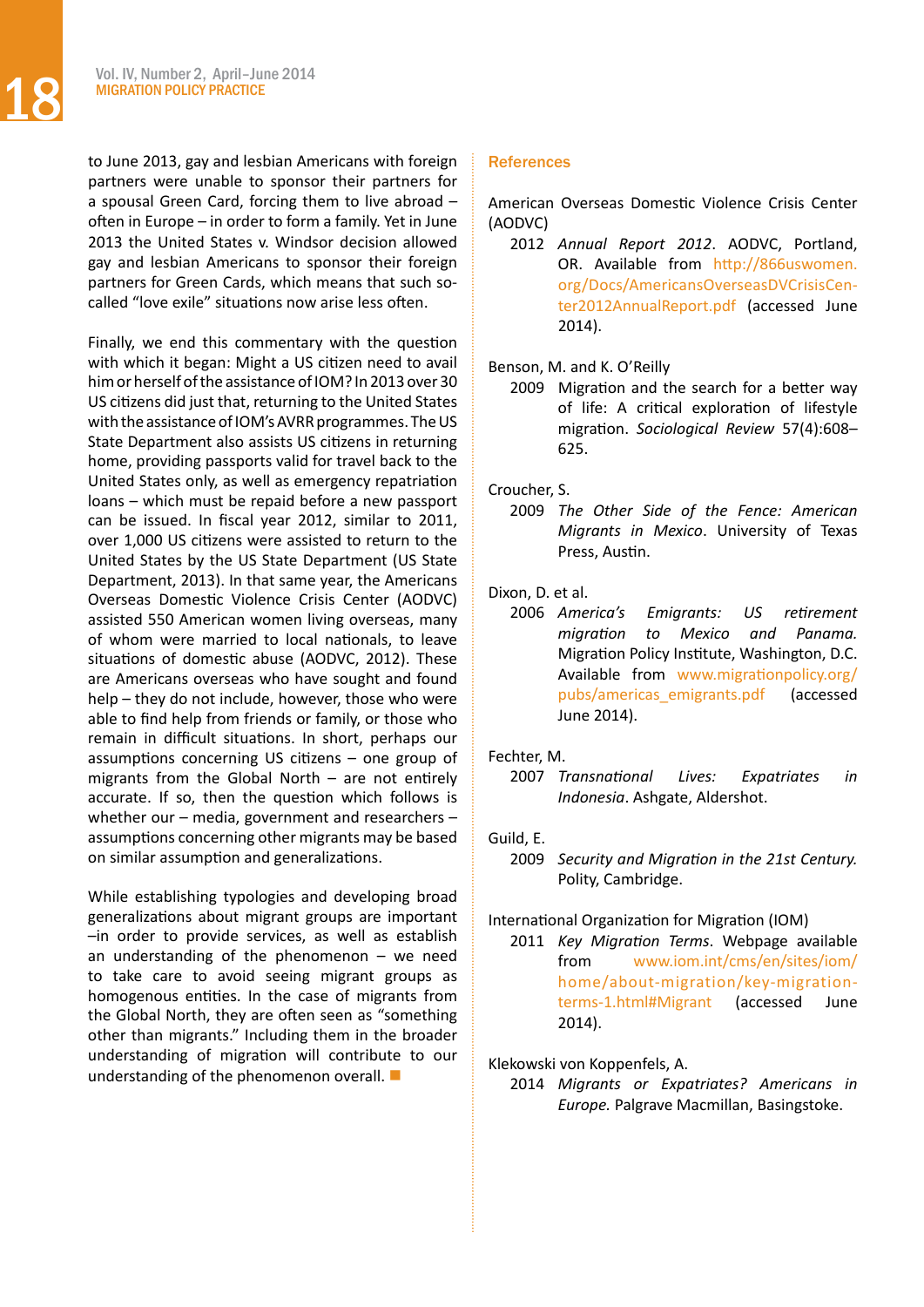to June 2013, gay and lesbian Americans with foreign partners were unable to sponsor their partners for a spousal Green Card, forcing them to live abroad – often in Europe – in order to form a family. Yet in June 2013 the United States v. Windsor decision allowed gay and lesbian Americans to sponsor their foreign partners for Green Cards, which means that such so-called "love exile" situations now arise less often.

Finally, we end this commentary with the question with which it began: Might a US citizen need to avail him or herself of the assistance of IOM? In 2013 over 30 US citizens did just that, returning to the United States with the assistance of IOM's AVRR programmes. The US State Department also assists US citizens in returning home, providing passports valid for travel back to the United States only, as well as emergency repatriation loans – which must be repaid before a new passport can be issued. In fiscal year 2012, similar to 2011, over 1,000 US citizens were assisted to return to the United States by the US State Department (US State Department, 2013). In that same year, the Americans Overseas Domestic Violence Crisis Center (AODVC) assisted 550 American women living overseas, many of whom were married to local nationals, to leave situations of domestic abuse (AODVC, 2012). These are Americans overseas who have sought and found help – they do not include, however, those who were able to find help from friends or family, or those who remain in difficult situations. In short, perhaps our assumptions concerning US citizens – one group of migrants from the Global North – are not entirely accurate. If so, then the question which follows is whether our – media, government and researchers – assumptions concerning other migrants may be based on similar assumption and generalizations.

While establishing typologies and developing broad generalizations about migrant groups are important –in order to provide services, as well as establish an understanding of the phenomenon – we need to take care to avoid seeing migrant groups as homogenous entities. In the case of migrants from the Global North, they are often seen as "something other than migrants." Including them in the broader understanding of migration will contribute to our understanding of the phenomenon overall. ■

## References

American Overseas Domestic Violence Crisis Center (AODVC)
2012 *Annual Report 2012*. AODVC, Portland, OR. Available from http://866uswomen.org/Docs/AmericansOverseasDVCrisisCenter2012AnnualReport.pdf (accessed June 2014).

Benson, M. and K. O'Reilly
2009 Migration and the search for a better way of life: A critical exploration of lifestyle migration. *Sociological Review* 57(4):608–625.

Croucher, S.
2009 *The Other Side of the Fence: American Migrants in Mexico*. University of Texas Press, Austin.

Dixon, D. et al.
2006 *America's Emigrants: US retirement migration to Mexico and Panama.* Migration Policy Institute, Washington, D.C. Available from www.migrationpolicy.org/pubs/americas_emigrants.pdf (accessed June 2014).

Fechter, M.
2007 *Transnational Lives: Expatriates in Indonesia*. Ashgate, Aldershot.

Guild, E.
2009 *Security and Migration in the 21st Century.* Polity, Cambridge.

International Organization for Migration (IOM)
2011 *Key Migration Terms*. Webpage available from www.iom.int/cms/en/sites/iom/home/about-migration/key-migration-terms-1.html#Migrant (accessed June 2014).

Klekowski von Koppenfels, A.
2014 *Migrants or Expatriates? Americans in Europe.* Palgrave Macmillan, Basingstoke.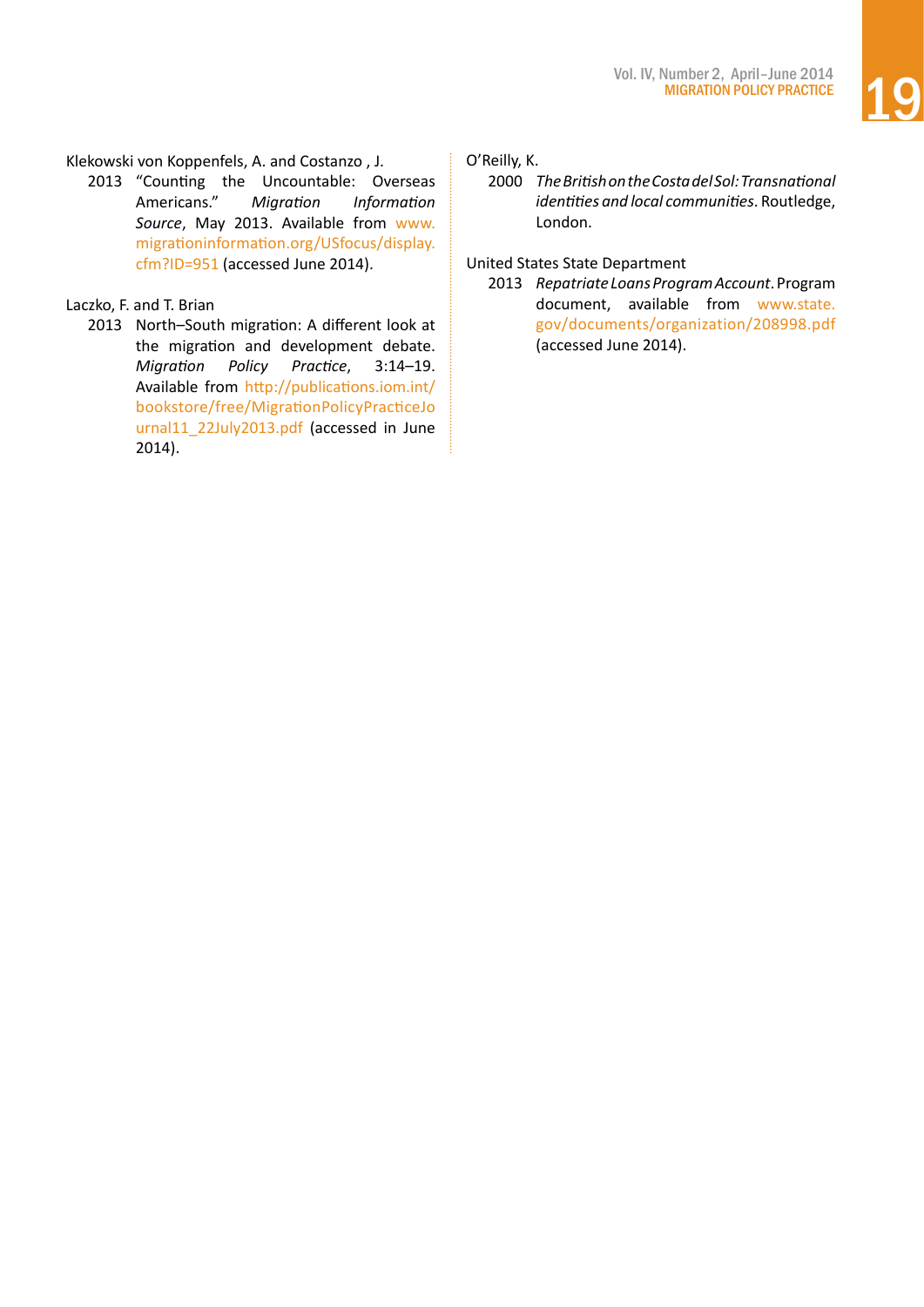Klekowski von Koppenfels, A. and Costanzo , J.

2013 "Counting the Uncountable: Overseas Americans." *Migration Information Source*, May 2013. Available from www.migrationinformation.org/USfocus/display.cfm?ID=951 (accessed June 2014).

Laczko, F. and T. Brian

2013 North–South migration: A different look at the migration and development debate. *Migration Policy Practice*, 3:14–19. Available from http://publications.iom.int/bookstore/free/MigrationPolicyPracticeJournal11_22July2013.pdf (accessed in June 2014).

O'Reilly, K.

2000 *The British on the Costa del Sol: Transnational identities and local communities*. Routledge, London.

United States State Department

2013 *Repatriate Loans Program Account*. Program document, available from www.state.gov/documents/organization/208998.pdf (accessed June 2014).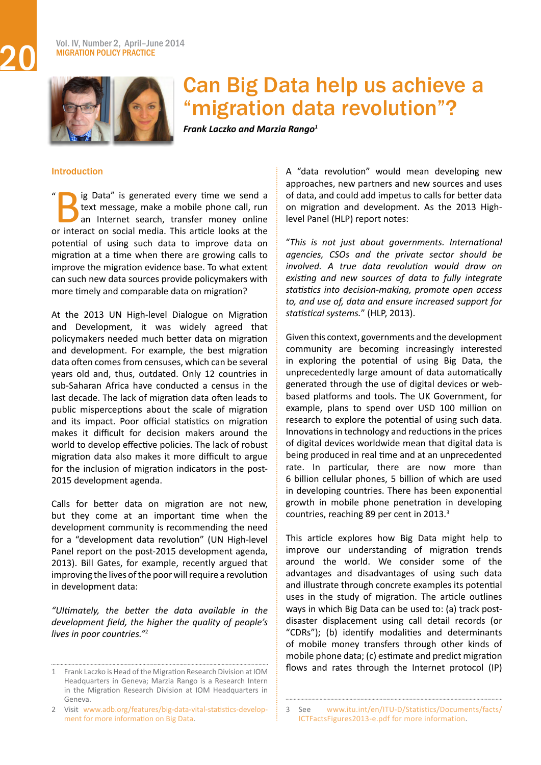# Can Big Data help us achieve a "migration data revolution"?

***Frank Laczko and Marzia Rango***[1]

## Introduction

"Big Data" is generated every time we send a text message, make a mobile phone call, run an Internet search, transfer money online or interact on social media. This article looks at the potential of using such data to improve data on migration at a time when there are growing calls to improve the migration evidence base. To what extent can such new data sources provide policymakers with more timely and comparable data on migration?

At the 2013 UN High-level Dialogue on Migration and Development, it was widely agreed that policymakers needed much better data on migration and development. For example, the best migration data often comes from censuses, which can be several years old and, thus, outdated. Only 12 countries in sub-Saharan Africa have conducted a census in the last decade. The lack of migration data often leads to public misperceptions about the scale of migration and its impact. Poor official statistics on migration makes it difficult for decision makers around the world to develop effective policies. The lack of robust migration data also makes it more difficult to argue for the inclusion of migration indicators in the post-2015 development agenda.

Calls for better data on migration are not new, but they come at an important time when the development community is recommending the need for a "development data revolution" (UN High-level Panel report on the post-2015 development agenda, 2013). Bill Gates, for example, recently argued that improving the lives of the poor will require a revolution in development data:

*"Ultimately, the better the data available in the development field, the higher the quality of people's lives in poor countries."*[2]

A "data revolution" would mean developing new approaches, new partners and new sources and uses of data, and could add impetus to calls for better data on migration and development. As the 2013 High-level Panel (HLP) report notes:

*"This is not just about governments. International agencies, CSOs and the private sector should be involved. A true data revolution would draw on existing and new sources of data to fully integrate statistics into decision-making, promote open access to, and use of, data and ensure increased support for statistical systems."* (HLP, 2013).

Given this context, governments and the development community are becoming increasingly interested in exploring the potential of using Big Data, the unprecedentedly large amount of data automatically generated through the use of digital devices or web-based platforms and tools. The UK Government, for example, plans to spend over USD 100 million on research to explore the potential of using such data. Innovations in technology and reductions in the prices of digital devices worldwide mean that digital data is being produced in real time and at an unprecedented rate. In particular, there are now more than 6 billion cellular phones, 5 billion of which are used in developing countries. There has been exponential growth in mobile phone penetration in developing countries, reaching 89 per cent in 2013.[3]

This article explores how Big Data might help to improve our understanding of migration trends around the world. We consider some of the advantages and disadvantages of using such data and illustrate through concrete examples its potential uses in the study of migration. The article outlines ways in which Big Data can be used to: (a) track post-disaster displacement using call detail records (or "CDRs"); (b) identify modalities and determinants of mobile money transfers through other kinds of mobile phone data; (c) estimate and predict migration flows and rates through the Internet protocol (IP)

---

1 Frank Laczko is Head of the Migration Research Division at IOM Headquarters in Geneva; Marzia Rango is a Research Intern in the Migration Research Division at IOM Headquarters in Geneva.

2 Visit www.adb.org/features/big-data-vital-statistics-development for more information on Big Data.

3 See www.itu.int/en/ITU-D/Statistics/Documents/facts/ICTFactsFigures2013-e.pdf for more information.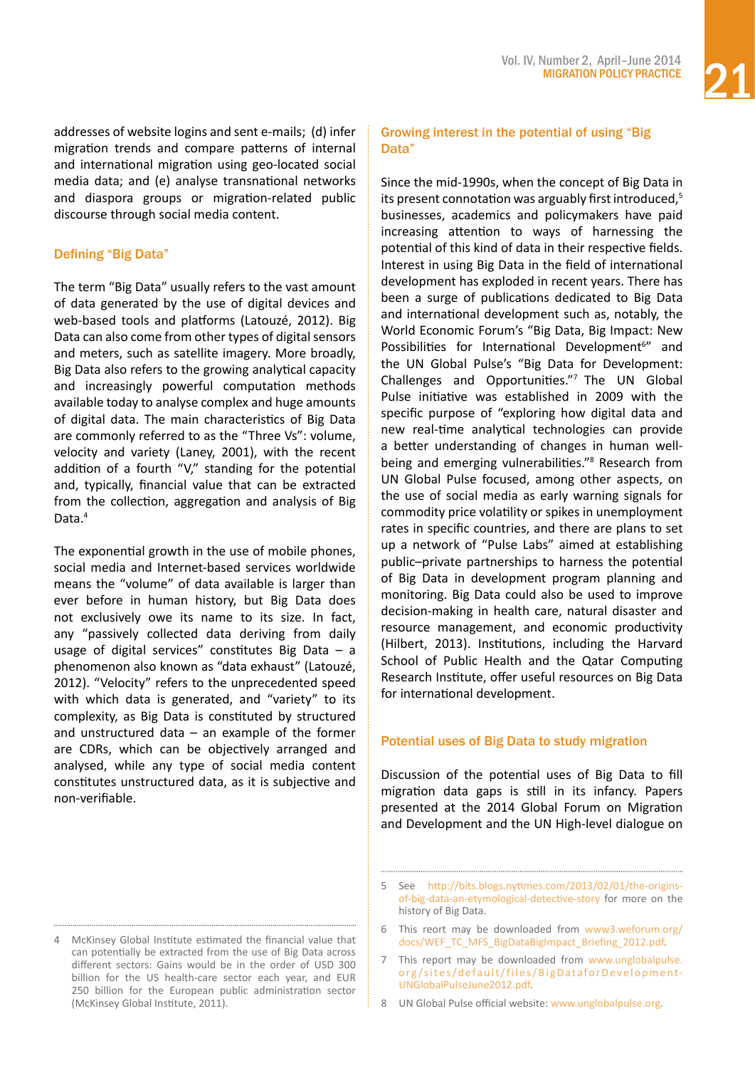addresses of website logins and sent e-mails; (d) infer migration trends and compare patterns of internal and international migration using geo-located social media data; and (e) analyse transnational networks and diaspora groups or migration-related public discourse through social media content.

## Defining "Big Data"

The term "Big Data" usually refers to the vast amount of data generated by the use of digital devices and web-based tools and platforms (Latouzé, 2012). Big Data can also come from other types of digital sensors and meters, such as satellite imagery. More broadly, Big Data also refers to the growing analytical capacity and increasingly powerful computation methods available today to analyse complex and huge amounts of digital data. The main characteristics of Big Data are commonly referred to as the "Three Vs": volume, velocity and variety (Laney, 2001), with the recent addition of a fourth "V," standing for the potential and, typically, financial value that can be extracted from the collection, aggregation and analysis of Big Data.[4]

The exponential growth in the use of mobile phones, social media and Internet-based services worldwide means the "volume" of data available is larger than ever before in human history, but Big Data does not exclusively owe its name to its size. In fact, any "passively collected data deriving from daily usage of digital services" constitutes Big Data – a phenomenon also known as "data exhaust" (Latouzé, 2012). "Velocity" refers to the unprecedented speed with which data is generated, and "variety" to its complexity, as Big Data is constituted by structured and unstructured data – an example of the former are CDRs, which can be objectively arranged and analysed, while any type of social media content constitutes unstructured data, as it is subjective and non-verifiable.

## Growing interest in the potential of using "Big Data"

Since the mid-1990s, when the concept of Big Data in its present connotation was arguably first introduced,[5] businesses, academics and policymakers have paid increasing attention to ways of harnessing the potential of this kind of data in their respective fields. Interest in using Big Data in the field of international development has exploded in recent years. There has been a surge of publications dedicated to Big Data and international development such as, notably, the World Economic Forum's "Big Data, Big Impact: New Possibilities for International Development[6]" and the UN Global Pulse's "Big Data for Development: Challenges and Opportunities."[7] The UN Global Pulse initiative was established in 2009 with the specific purpose of "exploring how digital data and new real-time analytical technologies can provide a better understanding of changes in human well-being and emerging vulnerabilities."[8] Research from UN Global Pulse focused, among other aspects, on the use of social media as early warning signals for commodity price volatility or spikes in unemployment rates in specific countries, and there are plans to set up a network of "Pulse Labs" aimed at establishing public–private partnerships to harness the potential of Big Data in development program planning and monitoring. Big Data could also be used to improve decision-making in health care, natural disaster and resource management, and economic productivity (Hilbert, 2013). Institutions, including the Harvard School of Public Health and the Qatar Computing Research Institute, offer useful resources on Big Data for international development.

## Potential uses of Big Data to study migration

Discussion of the potential uses of Big Data to fill migration data gaps is still in its infancy. Papers presented at the 2014 Global Forum on Migration and Development and the UN High-level dialogue on

---

4 McKinsey Global Institute estimated the financial value that can potentially be extracted from the use of Big Data across different sectors: Gains would be in the order of USD 300 billion for the US health-care sector each year, and EUR 250 billion for the European public administration sector (McKinsey Global Institute, 2011).

5 See http://bits.blogs.nytimes.com/2013/02/01/the-origins-of-big-data-an-etymological-detective-story for more on the history of Big Data.

6 This reort may be downloaded from www3.weforum.org/docs/WEF_TC_MFS_BigDataBigImpact_Briefing_2012.pdf.

7 This report may be downloaded from www.unglobalpulse.org/sites/default/files/BigDataforDevelopment-UNGlobalPulseJune2012.pdf.

8 UN Global Pulse official website: www.unglobalpulse.org.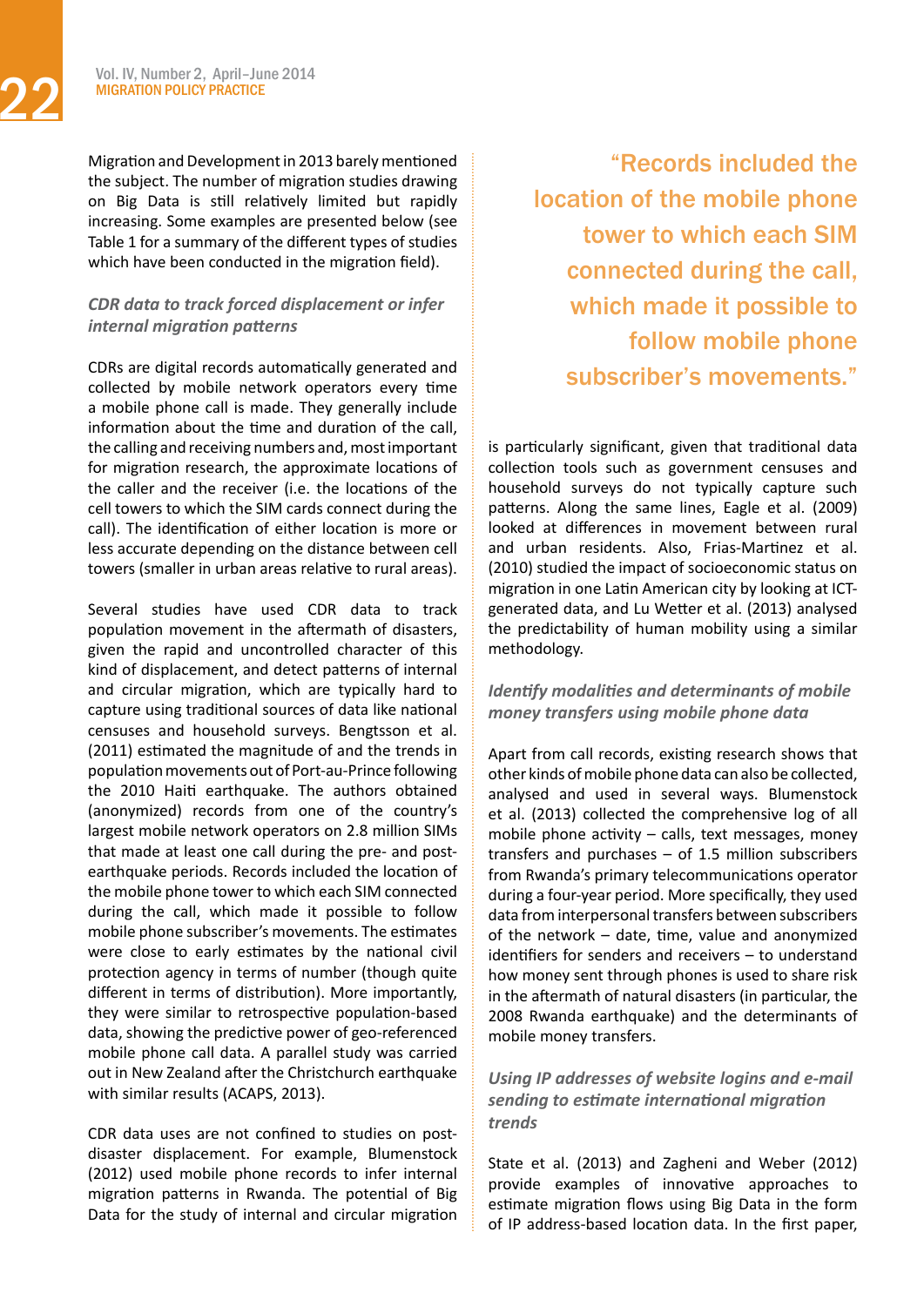Migration and Development in 2013 barely mentioned the subject. The number of migration studies drawing on Big Data is still relatively limited but rapidly increasing. Some examples are presented below (see Table 1 for a summary of the different types of studies which have been conducted in the migration field).

### *CDR data to track forced displacement or infer internal migration patterns*

CDRs are digital records automatically generated and collected by mobile network operators every time a mobile phone call is made. They generally include information about the time and duration of the call, the calling and receiving numbers and, most important for migration research, the approximate locations of the caller and the receiver (i.e. the locations of the cell towers to which the SIM cards connect during the call). The identification of either location is more or less accurate depending on the distance between cell towers (smaller in urban areas relative to rural areas).

Several studies have used CDR data to track population movement in the aftermath of disasters, given the rapid and uncontrolled character of this kind of displacement, and detect patterns of internal and circular migration, which are typically hard to capture using traditional sources of data like national censuses and household surveys. Bengtsson et al. (2011) estimated the magnitude of and the trends in population movements out of Port-au-Prince following the 2010 Haiti earthquake. The authors obtained (anonymized) records from one of the country's largest mobile network operators on 2.8 million SIMs that made at least one call during the pre- and post-earthquake periods. Records included the location of the mobile phone tower to which each SIM connected during the call, which made it possible to follow mobile phone subscriber's movements. The estimates were close to early estimates by the national civil protection agency in terms of number (though quite different in terms of distribution). More importantly, they were similar to retrospective population-based data, showing the predictive power of geo-referenced mobile phone call data. A parallel study was carried out in New Zealand after the Christchurch earthquake with similar results (ACAPS, 2013).

CDR data uses are not confined to studies on post-disaster displacement. For example, Blumenstock (2012) used mobile phone records to infer internal migration patterns in Rwanda. The potential of Big Data for the study of internal and circular migration is particularly significant, given that traditional data collection tools such as government censuses and household surveys do not typically capture such patterns. Along the same lines, Eagle et al. (2009) looked at differences in movement between rural and urban residents. Also, Frias-Martinez et al. (2010) studied the impact of socioeconomic status on migration in one Latin American city by looking at ICT-generated data, and Lu Wetter et al. (2013) analysed the predictability of human mobility using a similar methodology.

> "Records included the location of the mobile phone tower to which each SIM connected during the call, which made it possible to follow mobile phone subscriber's movements."

### *Identify modalities and determinants of mobile money transfers using mobile phone data*

Apart from call records, existing research shows that other kinds of mobile phone data can also be collected, analysed and used in several ways. Blumenstock et al. (2013) collected the comprehensive log of all mobile phone activity – calls, text messages, money transfers and purchases – of 1.5 million subscribers from Rwanda's primary telecommunications operator during a four-year period. More specifically, they used data from interpersonal transfers between subscribers of the network – date, time, value and anonymized identifiers for senders and receivers – to understand how money sent through phones is used to share risk in the aftermath of natural disasters (in particular, the 2008 Rwanda earthquake) and the determinants of mobile money transfers.

### *Using IP addresses of website logins and e-mail sending to estimate international migration trends*

State et al. (2013) and Zagheni and Weber (2012) provide examples of innovative approaches to estimate migration flows using Big Data in the form of IP address-based location data. In the first paper,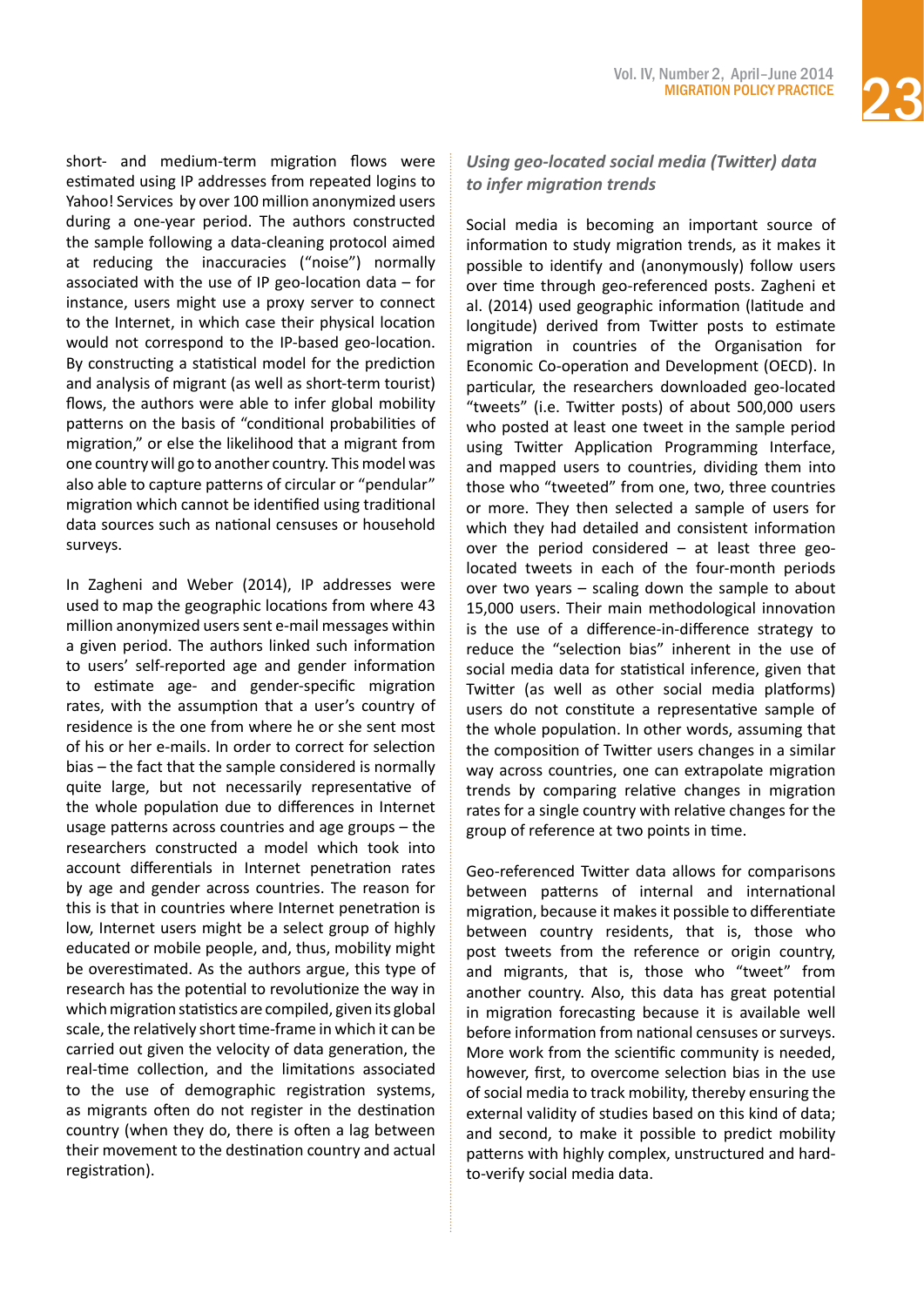short- and medium-term migration flows were estimated using IP addresses from repeated logins to Yahoo! Services by over 100 million anonymized users during a one-year period. The authors constructed the sample following a data-cleaning protocol aimed at reducing the inaccuracies ("noise") normally associated with the use of IP geo-location data – for instance, users might use a proxy server to connect to the Internet, in which case their physical location would not correspond to the IP-based geo-location. By constructing a statistical model for the prediction and analysis of migrant (as well as short-term tourist) flows, the authors were able to infer global mobility patterns on the basis of "conditional probabilities of migration," or else the likelihood that a migrant from one country will go to another country. This model was also able to capture patterns of circular or "pendular" migration which cannot be identified using traditional data sources such as national censuses or household surveys.

In Zagheni and Weber (2014), IP addresses were used to map the geographic locations from where 43 million anonymized users sent e-mail messages within a given period. The authors linked such information to users' self-reported age and gender information to estimate age- and gender-specific migration rates, with the assumption that a user's country of residence is the one from where he or she sent most of his or her e-mails. In order to correct for selection bias – the fact that the sample considered is normally quite large, but not necessarily representative of the whole population due to differences in Internet usage patterns across countries and age groups – the researchers constructed a model which took into account differentials in Internet penetration rates by age and gender across countries. The reason for this is that in countries where Internet penetration is low, Internet users might be a select group of highly educated or mobile people, and, thus, mobility might be overestimated. As the authors argue, this type of research has the potential to revolutionize the way in which migration statistics are compiled, given its global scale, the relatively short time-frame in which it can be carried out given the velocity of data generation, the real-time collection, and the limitations associated to the use of demographic registration systems, as migrants often do not register in the destination country (when they do, there is often a lag between their movement to the destination country and actual registration).

### *Using geo-located social media (Twitter) data to infer migration trends*

Social media is becoming an important source of information to study migration trends, as it makes it possible to identify and (anonymously) follow users over time through geo-referenced posts. Zagheni et al. (2014) used geographic information (latitude and longitude) derived from Twitter posts to estimate migration in countries of the Organisation for Economic Co-operation and Development (OECD). In particular, the researchers downloaded geo-located "tweets" (i.e. Twitter posts) of about 500,000 users who posted at least one tweet in the sample period using Twitter Application Programming Interface, and mapped users to countries, dividing them into those who "tweeted" from one, two, three countries or more. They then selected a sample of users for which they had detailed and consistent information over the period considered – at least three geo-located tweets in each of the four-month periods over two years – scaling down the sample to about 15,000 users. Their main methodological innovation is the use of a difference-in-difference strategy to reduce the "selection bias" inherent in the use of social media data for statistical inference, given that Twitter (as well as other social media platforms) users do not constitute a representative sample of the whole population. In other words, assuming that the composition of Twitter users changes in a similar way across countries, one can extrapolate migration trends by comparing relative changes in migration rates for a single country with relative changes for the group of reference at two points in time.

Geo-referenced Twitter data allows for comparisons between patterns of internal and international migration, because it makes it possible to differentiate between country residents, that is, those who post tweets from the reference or origin country, and migrants, that is, those who "tweet" from another country. Also, this data has great potential in migration forecasting because it is available well before information from national censuses or surveys. More work from the scientific community is needed, however, first, to overcome selection bias in the use of social media to track mobility, thereby ensuring the external validity of studies based on this kind of data; and second, to make it possible to predict mobility patterns with highly complex, unstructured and hard-to-verify social media data.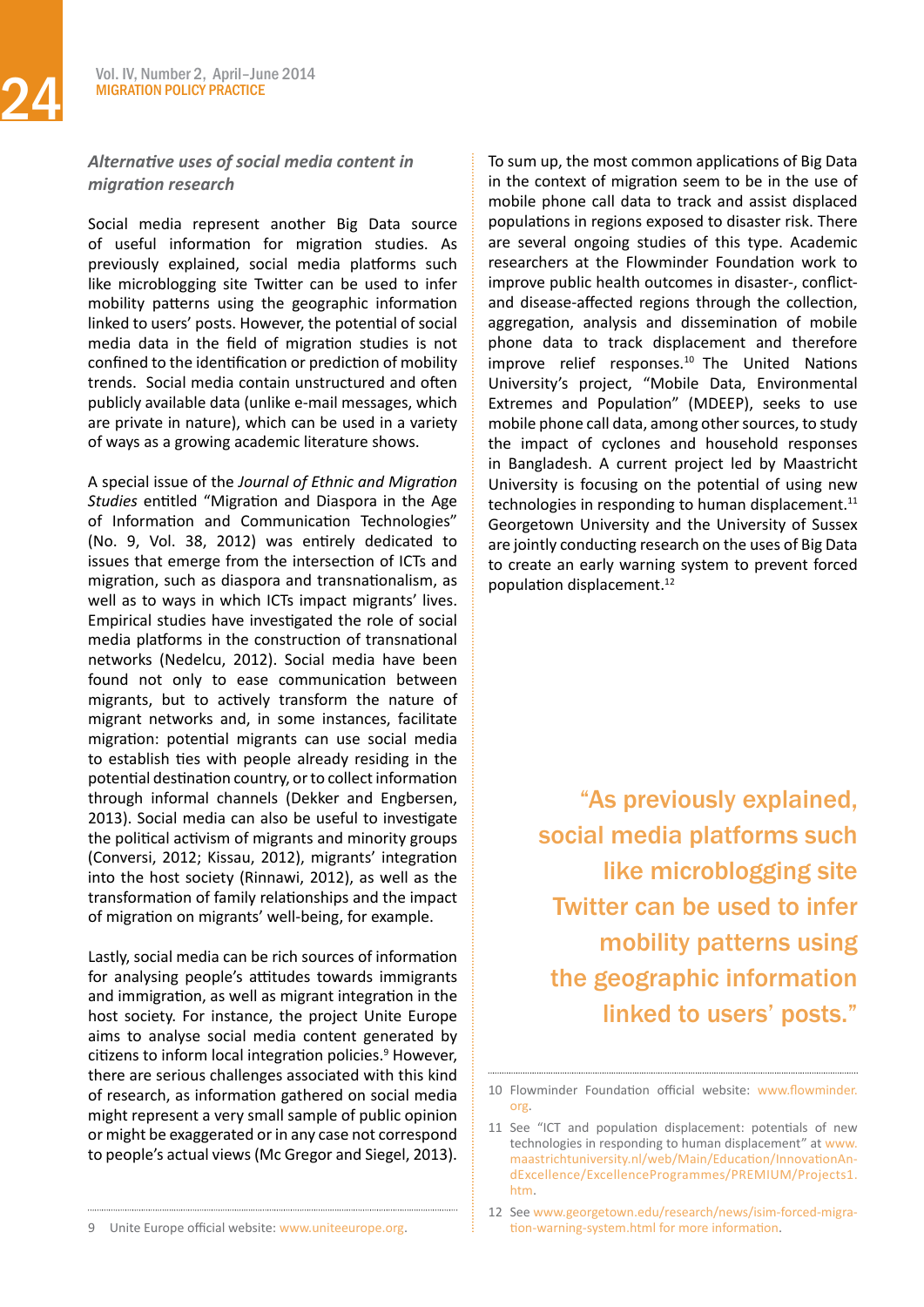### *Alternative uses of social media content in migration research*

Social media represent another Big Data source of useful information for migration studies. As previously explained, social media platforms such like microblogging site Twitter can be used to infer mobility patterns using the geographic information linked to users' posts. However, the potential of social media data in the field of migration studies is not confined to the identification or prediction of mobility trends. Social media contain unstructured and often publicly available data (unlike e-mail messages, which are private in nature), which can be used in a variety of ways as a growing academic literature shows.

A special issue of the *Journal of Ethnic and Migration Studies* entitled "Migration and Diaspora in the Age of Information and Communication Technologies" (No. 9, Vol. 38, 2012) was entirely dedicated to issues that emerge from the intersection of ICTs and migration, such as diaspora and transnationalism, as well as to ways in which ICTs impact migrants' lives. Empirical studies have investigated the role of social media platforms in the construction of transnational networks (Nedelcu, 2012). Social media have been found not only to ease communication between migrants, but to actively transform the nature of migrant networks and, in some instances, facilitate migration: potential migrants can use social media to establish ties with people already residing in the potential destination country, or to collect information through informal channels (Dekker and Engbersen, 2013). Social media can also be useful to investigate the political activism of migrants and minority groups (Conversi, 2012; Kissau, 2012), migrants' integration into the host society (Rinnawi, 2012), as well as the transformation of family relationships and the impact of migration on migrants' well-being, for example.

Lastly, social media can be rich sources of information for analysing people's attitudes towards immigrants and immigration, as well as migrant integration in the host society. For instance, the project Unite Europe aims to analyse social media content generated by citizens to inform local integration policies.[9] However, there are serious challenges associated with this kind of research, as information gathered on social media might represent a very small sample of public opinion or might be exaggerated or in any case not correspond to people's actual views (Mc Gregor and Siegel, 2013).

To sum up, the most common applications of Big Data in the context of migration seem to be in the use of mobile phone call data to track and assist displaced populations in regions exposed to disaster risk. There are several ongoing studies of this type. Academic researchers at the Flowminder Foundation work to improve public health outcomes in disaster-, conflict- and disease-affected regions through the collection, aggregation, analysis and dissemination of mobile phone data to track displacement and therefore improve relief responses.[10] The United Nations University's project, "Mobile Data, Environmental Extremes and Population" (MDEEP), seeks to use mobile phone call data, among other sources, to study the impact of cyclones and household responses in Bangladesh. A current project led by Maastricht University is focusing on the potential of using new technologies in responding to human displacement.[11] Georgetown University and the University of Sussex are jointly conducting research on the uses of Big Data to create an early warning system to prevent forced population displacement.[12]

> "As previously explained, social media platforms such like microblogging site Twitter can be used to infer mobility patterns using the geographic information linked to users' posts."

---

9 Unite Europe official website: www.uniteeurope.org.

10 Flowminder Foundation official website: www.flowminder.org.

11 See "ICT and population displacement: potentials of new technologies in responding to human displacement" at www.maastrichtuniversity.nl/web/Main/Education/InnovationAndExcellence/ExcellenceProgrammes/PREMIUM/Projects1.htm.

12 See www.georgetown.edu/research/news/isim-forced-migration-warning-system.html for more information.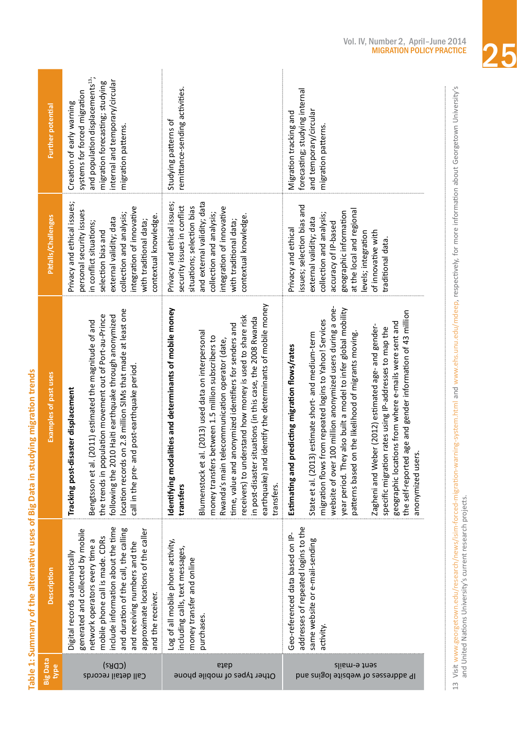**Table 1: Summary of the alternative uses of Big Data in studying migration trends**

| Big Data type | Description | Examples of past uses | Pitfalls/Challenges | Further potential |
|---|---|---|---|---|
| Call detail records (CDRs) | Digital records automatically generated and collected by mobile network operators every time a mobile phone call is made. CDRs include information about the time and duration of the call, the calling and receiving numbers and the approximate locations of the caller and the receiver. | **Tracking post-disaster displacement**<br><br>Bengtsson et al. (2011) estimated the magnitude of and the trends in population movement out of Port-au-Prince following the 2010 Haiti earthquake through anonymized location records on 2.8 million SIMs that made at least one call in the pre- and post-earthquake period. | Privacy and ethical issues; personal security issues in conflict situations; selection bias and external validity; data collection and analysis; integration of innovative with traditional data; contextual knowledge. | Creation of early warning systems for forced migration and population displacements[13]; migration forecasting; studying internal and temporary/circular migration patterns. |
| Other types of mobile phone data | Log of all mobile phone activity, including calls, text messages, money transfer and online purchases. | **Identifying modalities and determinants of mobile money transfers**<br><br>Blumenstock et al. (2013) used data on interpersonal money transfers between 1.5 million subscribers to Rwanda's main telecommunication operator (date, time, value and anonymized identifiers for senders and receivers) to understand how money is used to share risk in post-disaster situations (in this case, the 2008 Rwanda earthquake) and identify the determinants of mobile money transfers. | Privacy and ethical issues; security issues in conflict situations; selection bias and external validity; data collection and analysis; integration of innovative with traditional data; contextual knowledge. | Studying patterns of remittance-sending activities. |
| IP addresses of website logins and sent e-mails | Geo-referenced data based on IP-addresses of repeated logins to the same website or e-mail-sending activity. | **Estimating and predicting migration flows/rates**<br><br>State et al. (2013) estimate short- and medium-term migration flows from repeated logins to Yahoo! Services website of over 100 million anonymized users during a one-year period. They also built a model to infer global mobility patterns based on the likelihood of migrants moving.<br><br>Zagheni and Weber (2012) estimated age- and gender-specific migration rates using IP-addresses to map the geographic locations from where e-mails were sent and the self-reported age and gender information of 43 million anonymized users. | Privacy and ethical issues; selection bias and external validity; data collection and analysis; accuracy of IP-based geographic information at the local and regional levels; integration of innovative with traditional data. | Migration tracking and forecasting; studying internal and temporary/circular migration patterns. |

13 Visit www.georgetown.edu/research/news/isim-forced-migration-warning-system.html and www.ehs.unu.edu/mdeep, respectively, for more information about Georgetown University's and United Nations University's current research projects.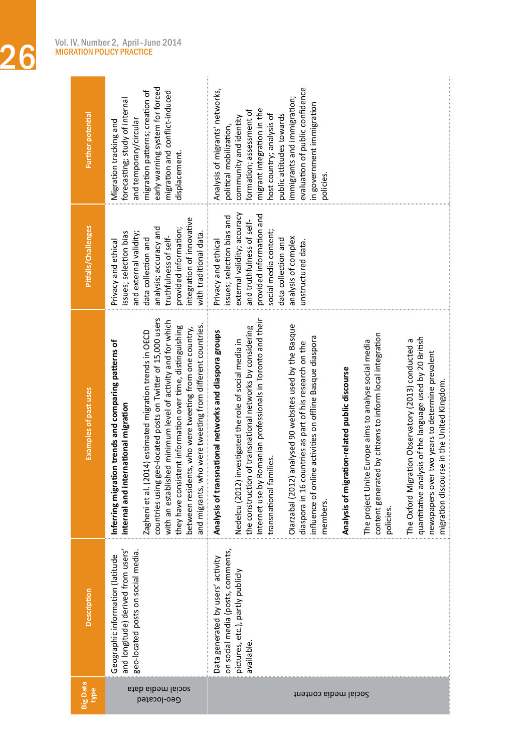| Big Data type | Description | Examples of past uses | Pitfalls/Challenges | Further potential |
|---|---|---|---|---|
| Geo-located social media data | Geographic information (latitude and longitude) derived from users' geo-located posts on social media. | **Inferring migration trends and comparing patterns of internal and international migration**<br><br>Zagheni et al. (2014) estimated migration trends in OECD countries using geo-located posts on Twitter of 15,000 users with an established minimum level of activity and for which they have consistent information over time, distinguishing between residents, who were tweeting from one country, and migrants, who were tweeting from different countries. | Privacy and ethical issues; selection bias and external validity; data collection and analysis; accuracy and truthfulness of self-provided information; integration of innovative with traditional data. | Migration tracking and forecasting; study of internal and temporary/circular migration patterns; creation of early warning system for forced migration and conflict-induced displacement. |
| Social media content | Data generated by users' activity on social media (posts, comments, pictures, etc.), partly publicly available. | **Analysis of transnational networks and diaspora groups**<br><br>Nedelcu (2012) investigated the role of social media in the construction of transnational networks by considering Internet use by Romanian professionals in Toronto and their transnational families.<br><br>Oiarzabal (2012) analysed 90 websites used by the Basque diaspora in 16 countries as part of his research on the influence of online activities on offline Basque diaspora members.<br><br>**Analysis of migration-related public discourse**<br><br>The project Unite Europe aims to analyse social media content generated by citizens to inform local integration policies.<br><br>The Oxford Migration Observatory (2013) conducted a quantitative analysis of the language used by 20 British newspapers over two years to determine prevalent migration discourse in the United Kingdom. | Privacy and ethical issues; selection bias and external validity; accuracy and truthfulness of self-provided information and social media content; data collection and analysis of complex unstructured data. | Analysis of migrants' networks, political mobilization, community and identity formation; assessment of migrant integration in the host country; analysis of public attitudes towards immigrants and immigration; evaluation of public confidence in government immigration policies. |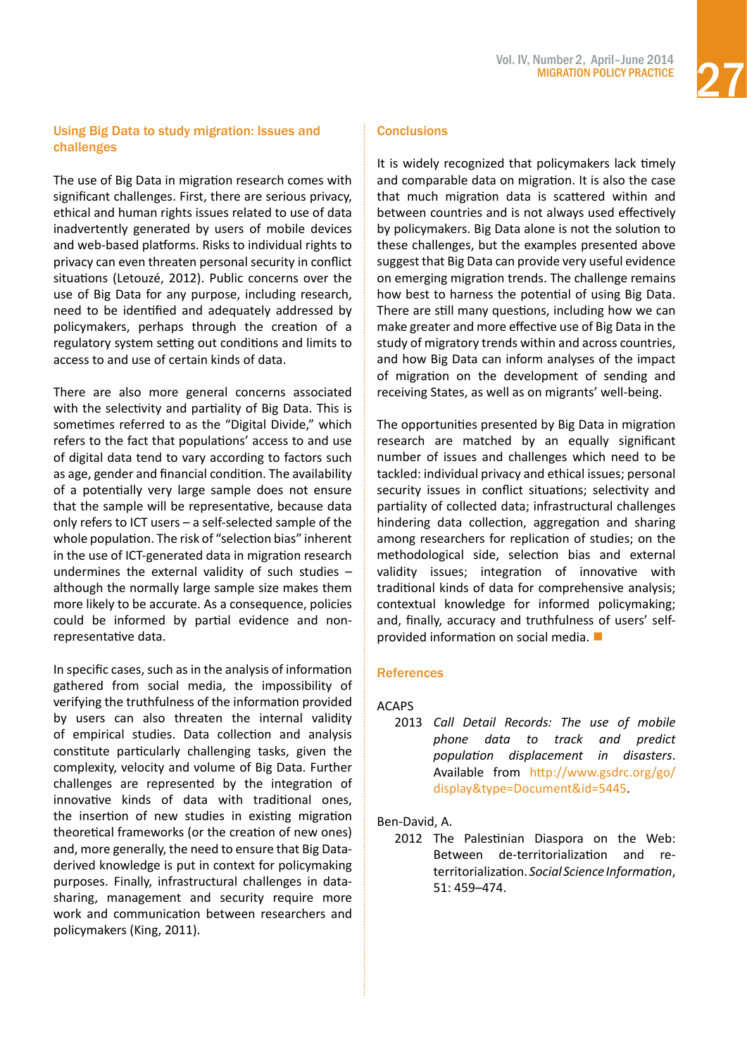## Using Big Data to study migration: Issues and challenges

The use of Big Data in migration research comes with significant challenges. First, there are serious privacy, ethical and human rights issues related to use of data inadvertently generated by users of mobile devices and web-based platforms. Risks to individual rights to privacy can even threaten personal security in conflict situations (Letouzé, 2012). Public concerns over the use of Big Data for any purpose, including research, need to be identified and adequately addressed by policymakers, perhaps through the creation of a regulatory system setting out conditions and limits to access to and use of certain kinds of data.

There are also more general concerns associated with the selectivity and partiality of Big Data. This is sometimes referred to as the "Digital Divide," which refers to the fact that populations' access to and use of digital data tend to vary according to factors such as age, gender and financial condition. The availability of a potentially very large sample does not ensure that the sample will be representative, because data only refers to ICT users – a self-selected sample of the whole population. The risk of "selection bias" inherent in the use of ICT-generated data in migration research undermines the external validity of such studies – although the normally large sample size makes them more likely to be accurate. As a consequence, policies could be informed by partial evidence and non-representative data.

In specific cases, such as in the analysis of information gathered from social media, the impossibility of verifying the truthfulness of the information provided by users can also threaten the internal validity of empirical studies. Data collection and analysis constitute particularly challenging tasks, given the complexity, velocity and volume of Big Data. Further challenges are represented by the integration of innovative kinds of data with traditional ones, the insertion of new studies in existing migration theoretical frameworks (or the creation of new ones) and, more generally, the need to ensure that Big Data-derived knowledge is put in context for policymaking purposes. Finally, infrastructural challenges in data-sharing, management and security require more work and communication between researchers and policymakers (King, 2011).

## Conclusions

It is widely recognized that policymakers lack timely and comparable data on migration. It is also the case that much migration data is scattered within and between countries and is not always used effectively by policymakers. Big Data alone is not the solution to these challenges, but the examples presented above suggest that Big Data can provide very useful evidence on emerging migration trends. The challenge remains how best to harness the potential of using Big Data. There are still many questions, including how we can make greater and more effective use of Big Data in the study of migratory trends within and across countries, and how Big Data can inform analyses of the impact of migration on the development of sending and receiving States, as well as on migrants' well-being.

The opportunities presented by Big Data in migration research are matched by an equally significant number of issues and challenges which need to be tackled: individual privacy and ethical issues; personal security issues in conflict situations; selectivity and partiality of collected data; infrastructural challenges hindering data collection, aggregation and sharing among researchers for replication of studies; on the methodological side, selection bias and external validity issues; integration of innovative with traditional kinds of data for comprehensive analysis; contextual knowledge for informed policymaking; and, finally, accuracy and truthfulness of users' self-provided information on social media. ■

## References

ACAPS

2013 *Call Detail Records: The use of mobile phone data to track and predict population displacement in disasters*. Available from http://www.gsdrc.org/go/display&type=Document&id=5445.

Ben-David, A.

2012 The Palestinian Diaspora on the Web: Between de-territorialization and re-territorialization. *Social Science Information*, 51: 459–474.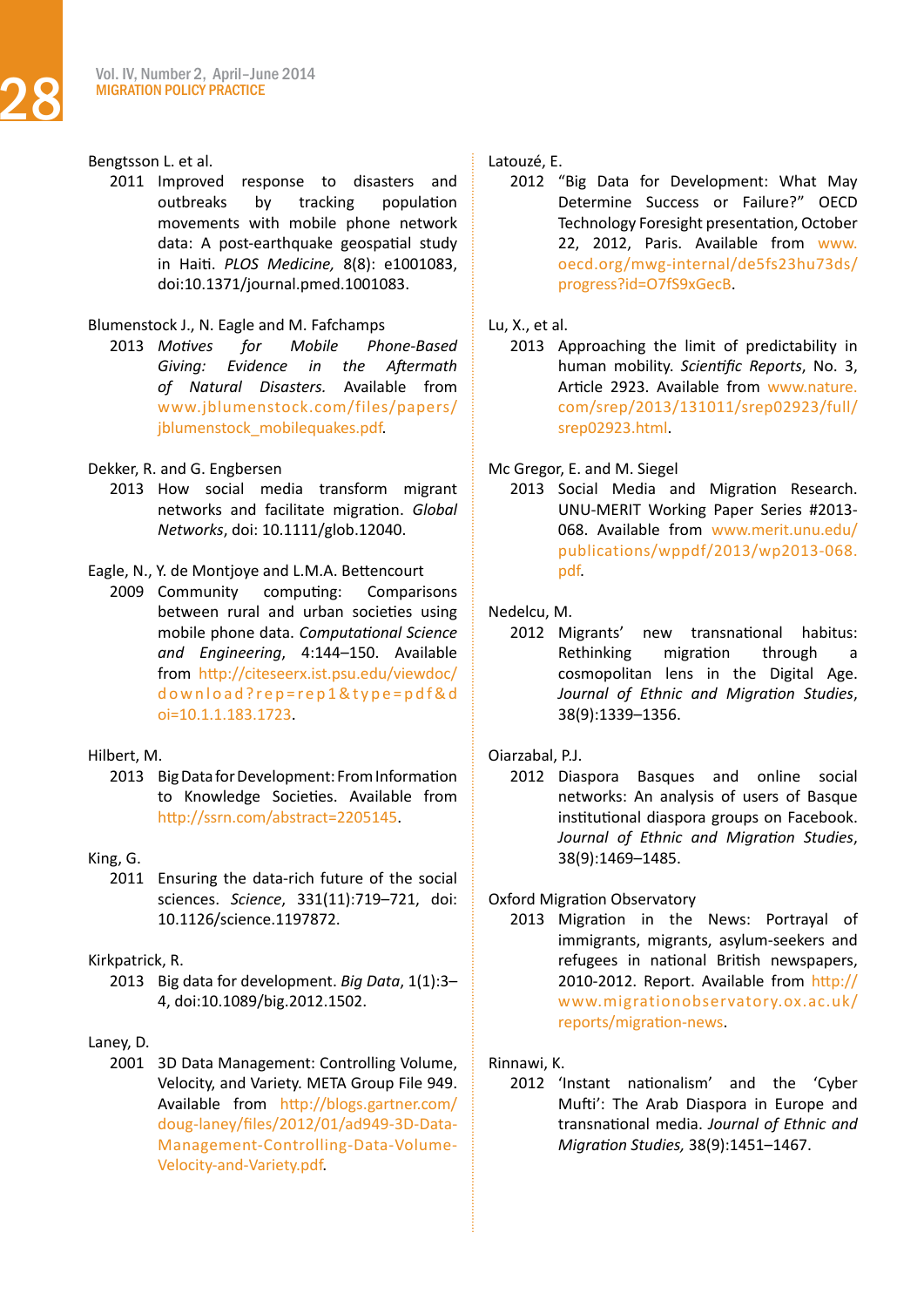Bengtsson L. et al.

2011 Improved response to disasters and outbreaks by tracking population movements with mobile phone network data: A post-earthquake geospatial study in Haiti. *PLOS Medicine,* 8(8): e1001083, doi:10.1371/journal.pmed.1001083.

Blumenstock J., N. Eagle and M. Fafchamps

2013 *Motives for Mobile Phone-Based Giving: Evidence in the Aftermath of Natural Disasters.* Available from www.jblumenstock.com/files/papers/jblumenstock_mobilequakes.pdf.

Dekker, R. and G. Engbersen

2013 How social media transform migrant networks and facilitate migration. *Global Networks*, doi: 10.1111/glob.12040.

Eagle, N., Y. de Montjoye and L.M.A. Bettencourt

2009 Community computing: Comparisons between rural and urban societies using mobile phone data. *Computational Science and Engineering*, 4:144–150. Available from http://citeseerx.ist.psu.edu/viewdoc/download?rep=rep1&type=pdf&doi=10.1.1.183.1723.

Hilbert, M.

2013 Big Data for Development: From Information to Knowledge Societies. Available from http://ssrn.com/abstract=2205145.

King, G.

2011 Ensuring the data-rich future of the social sciences. *Science*, 331(11):719–721, doi: 10.1126/science.1197872.

Kirkpatrick, R.

2013 Big data for development. *Big Data*, 1(1):3–4, doi:10.1089/big.2012.1502.

Laney, D.

2001 3D Data Management: Controlling Volume, Velocity, and Variety. META Group File 949. Available from http://blogs.gartner.com/doug-laney/files/2012/01/ad949-3D-Data-Management-Controlling-Data-Volume-Velocity-and-Variety.pdf.

Latouzé, E.

2012 "Big Data for Development: What May Determine Success or Failure?" OECD Technology Foresight presentation, October 22, 2012, Paris. Available from www.oecd.org/mwg-internal/de5fs23hu73ds/progress?id=O7fS9xGecB.

Lu, X., et al.

2013 Approaching the limit of predictability in human mobility. *Scientific Reports*, No. 3, Article 2923. Available from www.nature.com/srep/2013/131011/srep02923/full/srep02923.html.

Mc Gregor, E. and M. Siegel

2013 Social Media and Migration Research. UNU-MERIT Working Paper Series #2013-068. Available from www.merit.unu.edu/publications/wppdf/2013/wp2013-068.pdf.

Nedelcu, M.

2012 Migrants' new transnational habitus: Rethinking migration through a cosmopolitan lens in the Digital Age. *Journal of Ethnic and Migration Studies*, 38(9):1339–1356.

Oiarzabal, P.J.

2012 Diaspora Basques and online social networks: An analysis of users of Basque institutional diaspora groups on Facebook. *Journal of Ethnic and Migration Studies*, 38(9):1469–1485.

Oxford Migration Observatory

2013 Migration in the News: Portrayal of immigrants, migrants, asylum-seekers and refugees in national British newspapers, 2010-2012. Report. Available from http://www.migrationobservatory.ox.ac.uk/reports/migration-news.

Rinnawi, K.

2012 'Instant nationalism' and the 'Cyber Mufti': The Arab Diaspora in Europe and transnational media. *Journal of Ethnic and Migration Studies,* 38(9):1451–1467.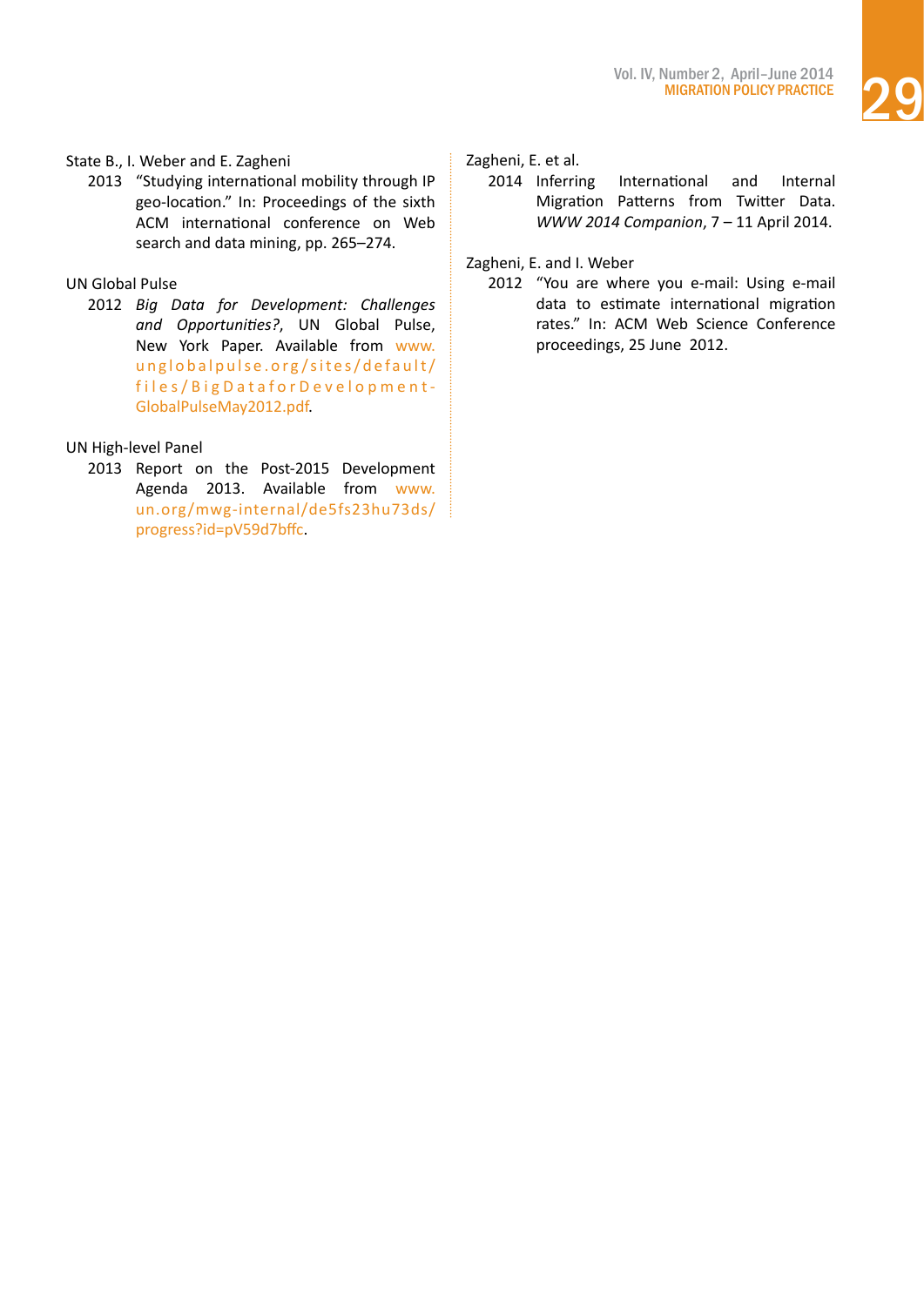State B., I. Weber and E. Zagheni

2013 "Studying international mobility through IP geo-location." In: Proceedings of the sixth ACM international conference on Web search and data mining, pp. 265–274.

UN Global Pulse

2012 *Big Data for Development: Challenges and Opportunities?*, UN Global Pulse, New York Paper. Available from www.unglobalpulse.org/sites/default/files/BigDataforDevelopment-GlobalPulseMay2012.pdf.

UN High-level Panel

2013 Report on the Post-2015 Development Agenda 2013. Available from www.un.org/mwg-internal/de5fs23hu73ds/progress?id=pV59d7bffc.

Zagheni, E. et al.

2014 Inferring International and Internal Migration Patterns from Twitter Data. *WWW 2014 Companion*, 7 – 11 April 2014.

Zagheni, E. and I. Weber

2012 "You are where you e-mail: Using e-mail data to estimate international migration rates." In: ACM Web Science Conference proceedings, 25 June 2012.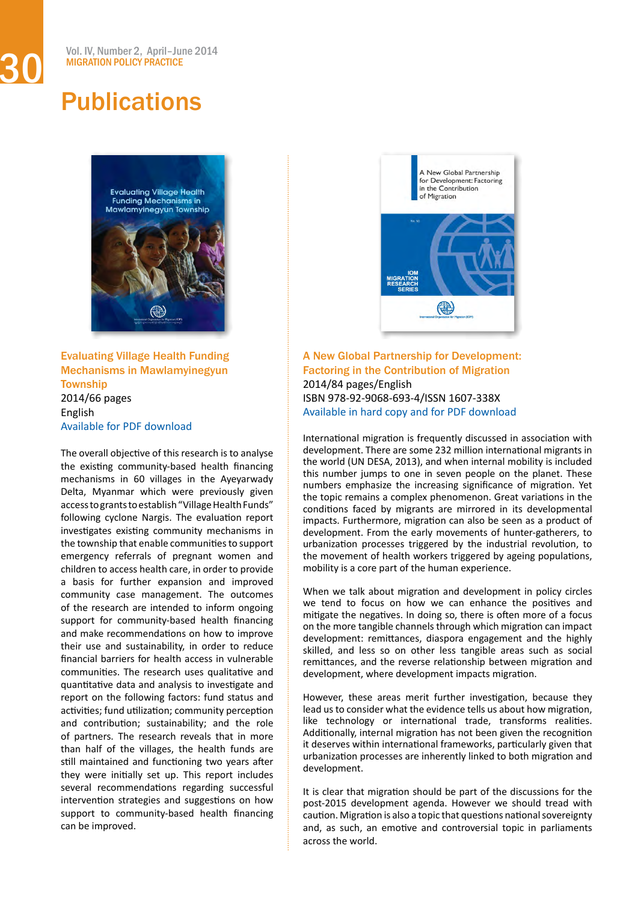# Publications

## Evaluating Village Health Funding Mechanisms in Mawlamyinegyun Township

2014/66 pages

English

Available for PDF download

The overall objective of this research is to analyse the existing community-based health financing mechanisms in 60 villages in the Ayeyarwady Delta, Myanmar which were previously given access to grants to establish "Village Health Funds" following cyclone Nargis. The evaluation report investigates existing community mechanisms in the township that enable communities to support emergency referrals of pregnant women and children to access health care, in order to provide a basis for further expansion and improved community case management. The outcomes of the research are intended to inform ongoing support for community-based health financing and make recommendations on how to improve their use and sustainability, in order to reduce financial barriers for health access in vulnerable communities. The research uses qualitative and quantitative data and analysis to investigate and report on the following factors: fund status and activities; fund utilization; community perception and contribution; sustainability; and the role of partners. The research reveals that in more than half of the villages, the health funds are still maintained and functioning two years after they were initially set up. This report includes several recommendations regarding successful intervention strategies and suggestions on how support to community-based health financing can be improved.

## A New Global Partnership for Development: Factoring in the Contribution of Migration

2014/84 pages/English

ISBN 978-92-9068-693-4/ISSN 1607-338X

Available in hard copy and for PDF download

International migration is frequently discussed in association with development. There are some 232 million international migrants in the world (UN DESA, 2013), and when internal mobility is included this number jumps to one in seven people on the planet. These numbers emphasize the increasing significance of migration. Yet the topic remains a complex phenomenon. Great variations in the conditions faced by migrants are mirrored in its developmental impacts. Furthermore, migration can also be seen as a product of development. From the early movements of hunter-gatherers, to urbanization processes triggered by the industrial revolution, to the movement of health workers triggered by ageing populations, mobility is a core part of the human experience.

When we talk about migration and development in policy circles we tend to focus on how we can enhance the positives and mitigate the negatives. In doing so, there is often more of a focus on the more tangible channels through which migration can impact development: remittances, diaspora engagement and the highly skilled, and less so on other less tangible areas such as social remittances, and the reverse relationship between migration and development, where development impacts migration.

However, these areas merit further investigation, because they lead us to consider what the evidence tells us about how migration, like technology or international trade, transforms realities. Additionally, internal migration has not been given the recognition it deserves within international frameworks, particularly given that urbanization processes are inherently linked to both migration and development.

It is clear that migration should be part of the discussions for the post-2015 development agenda. However we should tread with caution. Migration is also a topic that questions national sovereignty and, as such, an emotive and controversial topic in parliaments across the world.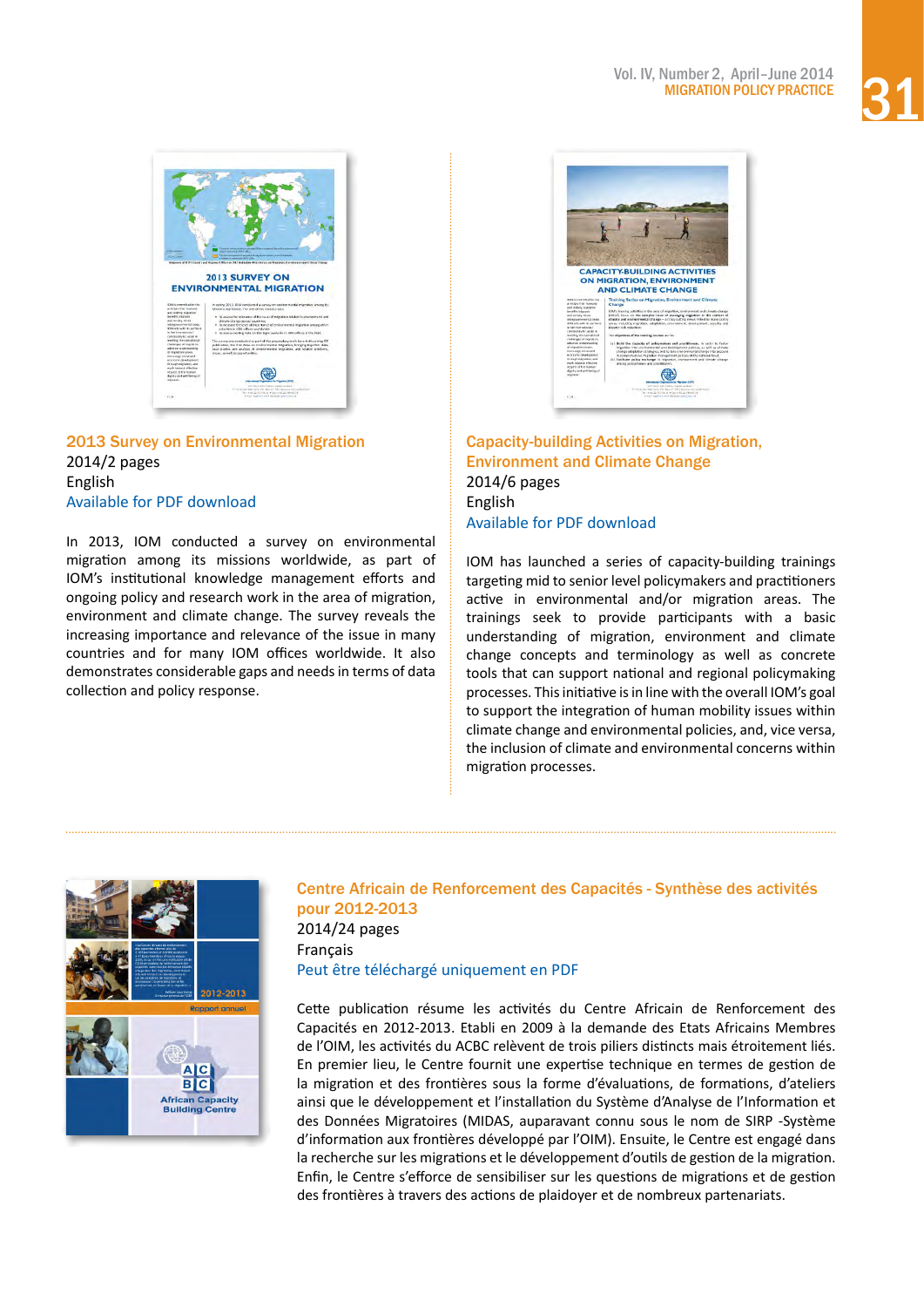## 2013 Survey on Environmental Migration

2014/2 pages

English

Available for PDF download

In 2013, IOM conducted a survey on environmental migration among its missions worldwide, as part of IOM's institutional knowledge management efforts and ongoing policy and research work in the area of migration, environment and climate change. The survey reveals the increasing importance and relevance of the issue in many countries and for many IOM offices worldwide. It also demonstrates considerable gaps and needs in terms of data collection and policy response.

## Capacity-building Activities on Migration, Environment and Climate Change

2014/6 pages

English

Available for PDF download

IOM has launched a series of capacity-building trainings targeting mid to senior level policymakers and practitioners active in environmental and/or migration areas. The trainings seek to provide participants with a basic understanding of migration, environment and climate change concepts and terminology as well as concrete tools that can support national and regional policymaking processes. This initiative is in line with the overall IOM's goal to support the integration of human mobility issues within climate change and environmental policies, and, vice versa, the inclusion of climate and environmental concerns within migration processes.

## Centre Africain de Renforcement des Capacités - Synthèse des activités pour 2012-2013

2014/24 pages

Français

Peut être téléchargé uniquement en PDF

Cette publication résume les activités du Centre Africain de Renforcement des Capacités en 2012-2013. Etabli en 2009 à la demande des Etats Africains Membres de l'OIM, les activités du ACBC relèvent de trois piliers distincts mais étroitement liés. En premier lieu, le Centre fournit une expertise technique en termes de gestion de la migration et des frontières sous la forme d'évaluations, de formations, d'ateliers ainsi que le développement et l'installation du Système d'Analyse de l'Information et des Données Migratoires (MIDAS, auparavant connu sous le nom de SIRP -Système d'information aux frontières développé par l'OIM). Ensuite, le Centre est engagé dans la recherche sur les migrations et le développement d'outils de gestion de la migration. Enfin, le Centre s'efforce de sensibiliser sur les questions de migrations et de gestion des frontières à travers des actions de plaidoyer et de nombreux partenariats.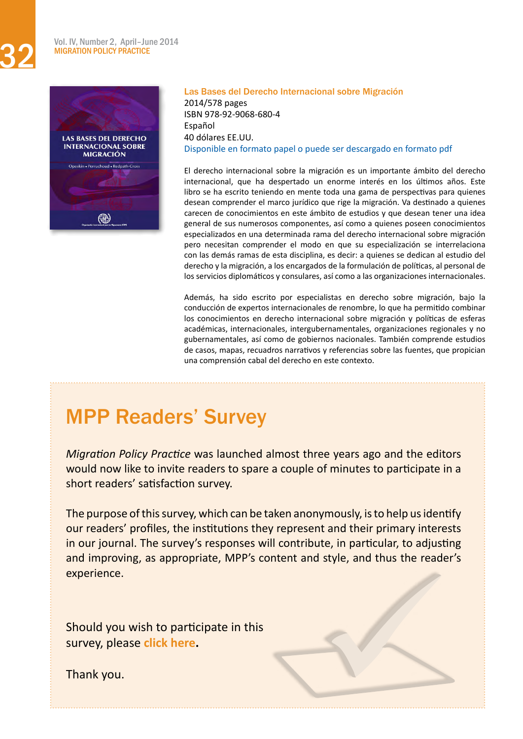### Las Bases del Derecho Internacional sobre Migración

2014/578 pages
ISBN 978-92-9068-680-4
Español
40 dólares EE.UU.
Disponible en formato papel o puede ser descargado en formato pdf

El derecho internacional sobre la migración es un importante ámbito del derecho internacional, que ha despertado un enorme interés en los últimos años. Este libro se ha escrito teniendo en mente toda una gama de perspectivas para quienes desean comprender el marco jurídico que rige la migración. Va destinado a quienes carecen de conocimientos en este ámbito de estudios y que desean tener una idea general de sus numerosos componentes, así como a quienes poseen conocimientos especializados en una determinada rama del derecho internacional sobre migración pero necesitan comprender el modo en que su especialización se interrelaciona con las demás ramas de esta disciplina, es decir: a quienes se dedican al estudio del derecho y la migración, a los encargados de la formulación de políticas, al personal de los servicios diplomáticos y consulares, así como a las organizaciones internacionales.

Además, ha sido escrito por especialistas en derecho sobre migración, bajo la conducción de expertos internacionales de renombre, lo que ha permitido combinar los conocimientos en derecho internacional sobre migración y políticas de esferas académicas, internacionales, intergubernamentales, organizaciones regionales y no gubernamentales, así como de gobiernos nacionales. También comprende estudios de casos, mapas, recuadros narrativos y referencias sobre las fuentes, que propician una comprensión cabal del derecho en este contexto.

## MPP Readers' Survey

*Migration Policy Practice* was launched almost three years ago and the editors would now like to invite readers to spare a couple of minutes to participate in a short readers' satisfaction survey.

The purpose of this survey, which can be taken anonymously, is to help us identify our readers' profiles, the institutions they represent and their primary interests in our journal. The survey's responses will contribute, in particular, to adjusting and improving, as appropriate, MPP's content and style, and thus the reader's experience.

Should you wish to participate in this survey, please **click here**.

Thank you.